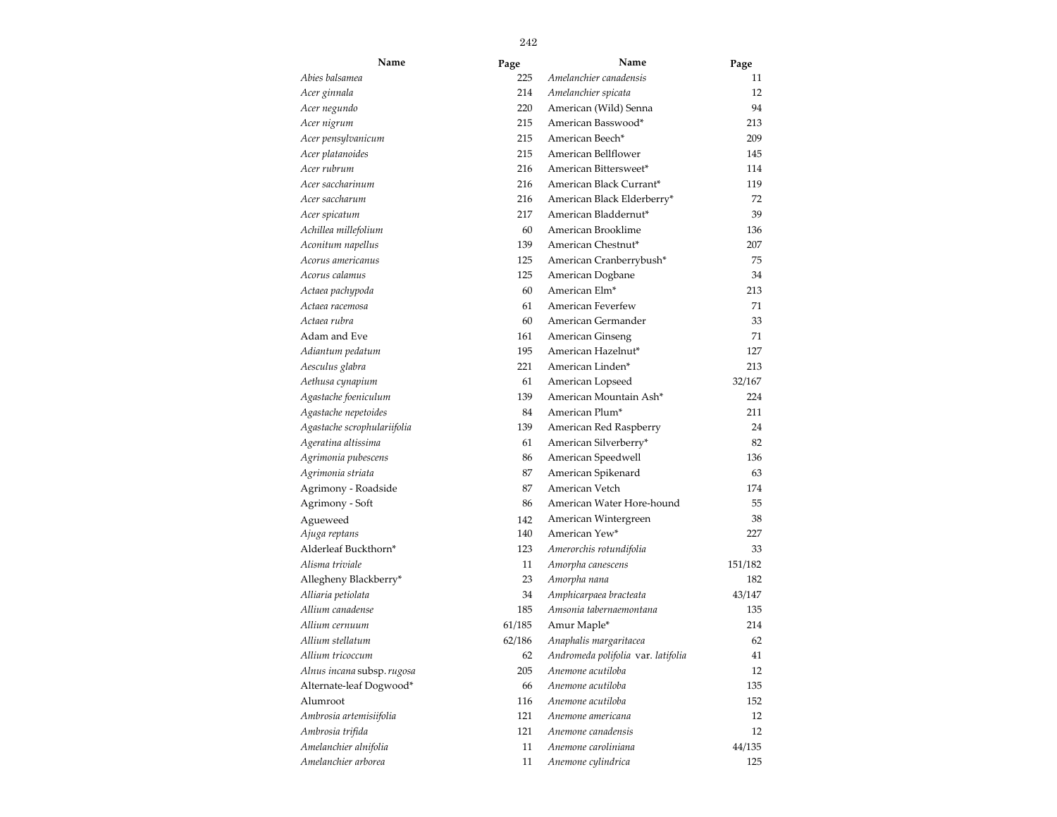| Name | Page |
|---|---|
| *Abies balsamea* | 225 |
| *Acer ginnala* | 214 |
| *Acer negundo* | 220 |
| *Acer nigrum* | 215 |
| *Acer pensylvanicum* | 215 |
| *Acer platanoides* | 215 |
| *Acer rubrum* | 216 |
| *Acer saccharinum* | 216 |
| *Acer saccharum* | 216 |
| *Acer spicatum* | 217 |
| *Achillea millefolium* | 60 |
| *Aconitum napellus* | 139 |
| *Acorus americanus* | 125 |
| *Acorus calamus* | 125 |
| *Actaea pachypoda* | 60 |
| *Actaea racemosa* | 61 |
| *Actaea rubra* | 60 |
| Adam and Eve | 161 |
| *Adiantum pedatum* | 195 |
| *Aesculus glabra* | 221 |
| *Aethusa cynapium* | 61 |
| *Agastache foeniculum* | 139 |
| *Agastache nepetoides* | 84 |
| *Agastache scrophulariifolia* | 139 |
| *Ageratina altissima* | 61 |
| *Agrimonia pubescens* | 86 |
| *Agrimonia striata* | 87 |
| Agrimony - Roadside | 87 |
| Agrimony - Soft | 86 |
| Agueweed | 142 |
| *Ajuga reptans* | 140 |
| Alderleaf Buckthorn* | 123 |
| *Alisma triviale* | 11 |
| Allegheny Blackberry* | 23 |
| *Alliaria petiolata* | 34 |
| *Allium canadense* | 185 |
| *Allium cernuum* | 61/185 |
| *Allium stellatum* | 62/186 |
| *Allium tricoccum* | 62 |
| *Alnus incana* subsp. *rugosa* | 205 |
| Alternate-leaf Dogwood* | 66 |
| Alumroot | 116 |
| *Ambrosia artemisiifolia* | 121 |
| *Ambrosia trifida* | 121 |
| *Amelanchier alnifolia* | 11 |
| *Amelanchier arborea* | 11 |
| *Amelanchier canadensis* | 11 |
| *Amelanchier spicata* | 12 |
| American (Wild) Senna | 94 |
| American Basswood* | 213 |
| American Beech* | 209 |
| American Bellflower | 145 |
| American Bittersweet* | 114 |
| American Black Currant* | 119 |
| American Black Elderberry* | 72 |
| American Bladdernut* | 39 |
| American Brooklime | 136 |
| American Chestnut* | 207 |
| American Cranberrybush* | 75 |
| American Dogbane | 34 |
| American Elm* | 213 |
| American Feverfew | 71 |
| American Germander | 33 |
| American Ginseng | 71 |
| American Hazelnut* | 127 |
| American Linden* | 213 |
| American Lopseed | 32/167 |
| American Mountain Ash* | 224 |
| American Plum* | 211 |
| American Red Raspberry | 24 |
| American Silverberry* | 82 |
| American Speedwell | 136 |
| American Spikenard | 63 |
| American Vetch | 174 |
| American Water Hore-hound | 55 |
| American Wintergreen | 38 |
| American Yew* | 227 |
| *Amerorchis rotundifolia* | 33 |
| *Amorpha canescens* | 151/182 |
| *Amorpha nana* | 182 |
| *Amphicarpaea bracteata* | 43/147 |
| *Amsonia tabernaemontana* | 135 |
| Amur Maple* | 214 |
| *Anaphalis margaritacea* | 62 |
| *Andromeda polifolia* var. *latifolia* | 41 |
| *Anemone acutiloba* | 12 |
| *Anemone acutiloba* | 135 |
| *Anemone acutiloba* | 152 |
| *Anemone americana* | 12 |
| *Anemone canadensis* | 12 |
| *Anemone caroliniana* | 44/135 |
| *Anemone cylindrica* | 125 |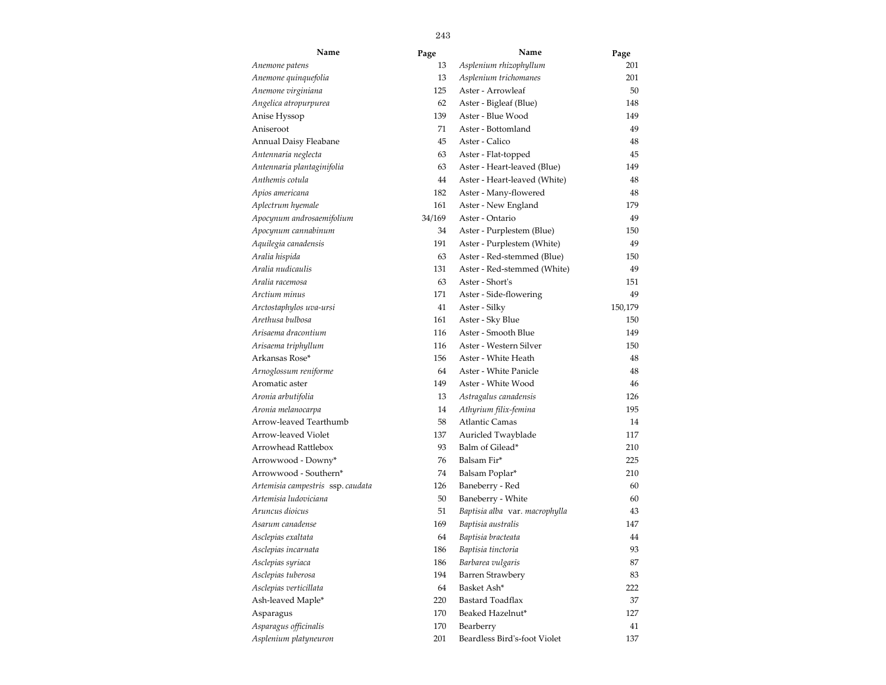| Name | Page |
|---|---|
| *Anemone patens* | 13 |
| *Anemone quinquefolia* | 13 |
| *Anemone virginiana* | 125 |
| *Angelica atropurpurea* | 62 |
| Anise Hyssop | 139 |
| Aniseroot | 71 |
| Annual Daisy Fleabane | 45 |
| *Antennaria neglecta* | 63 |
| *Antennaria plantaginifolia* | 63 |
| *Anthemis cotula* | 44 |
| *Apios americana* | 182 |
| *Aplectrum hyemale* | 161 |
| *Apocynum androsaemifolium* | 34/169 |
| *Apocynum cannabinum* | 34 |
| *Aquilegia canadensis* | 191 |
| *Aralia hispida* | 63 |
| *Aralia nudicaulis* | 131 |
| *Aralia racemosa* | 63 |
| *Arctium minus* | 171 |
| *Arctostaphylos uva-ursi* | 41 |
| *Arethusa bulbosa* | 161 |
| *Arisaema dracontium* | 116 |
| *Arisaema triphyllum* | 116 |
| Arkansas Rose* | 156 |
| *Arnoglossum reniforme* | 64 |
| Aromatic aster | 149 |
| *Aronia arbutifolia* | 13 |
| *Aronia melanocarpa* | 14 |
| Arrow-leaved Tearthumb | 58 |
| Arrow-leaved Violet | 137 |
| Arrowhead Rattlebox | 93 |
| Arrowwood - Downy* | 76 |
| Arrowwood - Southern* | 74 |
| *Artemisia campestris* ssp. *caudata* | 126 |
| *Artemisia ludoviciana* | 50 |
| *Aruncus dioicus* | 51 |
| *Asarum canadense* | 169 |
| *Asclepias exaltata* | 64 |
| *Asclepias incarnata* | 186 |
| *Asclepias syriaca* | 186 |
| *Asclepias tuberosa* | 194 |
| *Asclepias verticillata* | 64 |
| Ash-leaved Maple* | 220 |
| Asparagus | 170 |
| *Asparagus officinalis* | 170 |
| *Asplenium platyneuron* | 201 |
| *Asplenium rhizophyllum* | 201 |
| *Asplenium trichomanes* | 201 |
| Aster - Arrowleaf | 50 |
| Aster - Bigleaf (Blue) | 148 |
| Aster - Blue Wood | 149 |
| Aster - Bottomland | 49 |
| Aster - Calico | 48 |
| Aster - Flat-topped | 45 |
| Aster - Heart-leaved (Blue) | 149 |
| Aster - Heart-leaved (White) | 48 |
| Aster - Many-flowered | 48 |
| Aster - New England | 179 |
| Aster - Ontario | 49 |
| Aster - Purplestem (Blue) | 150 |
| Aster - Purplestem (White) | 49 |
| Aster - Red-stemmed (Blue) | 150 |
| Aster - Red-stemmed (White) | 49 |
| Aster - Short's | 151 |
| Aster - Side-flowering | 49 |
| Aster - Silky | 150,179 |
| Aster - Sky Blue | 150 |
| Aster - Smooth Blue | 149 |
| Aster - Western Silver | 150 |
| Aster - White Heath | 48 |
| Aster - White Panicle | 48 |
| Aster - White Wood | 46 |
| *Astragalus canadensis* | 126 |
| *Athyrium filix-femina* | 195 |
| Atlantic Camas | 14 |
| Auricled Twayblade | 117 |
| Balm of Gilead* | 210 |
| Balsam Fir* | 225 |
| Balsam Poplar* | 210 |
| Baneberry - Red | 60 |
| Baneberry - White | 60 |
| *Baptisia alba* var. *macrophylla* | 43 |
| *Baptisia australis* | 147 |
| *Baptisia bracteata* | 44 |
| *Baptisia tinctoria* | 93 |
| *Barbarea vulgaris* | 87 |
| Barren Strawbery | 83 |
| Basket Ash* | 222 |
| Bastard Toadflax | 37 |
| Beaked Hazelnut* | 127 |
| Bearberry | 41 |
| Beardless Bird's-foot Violet | 137 |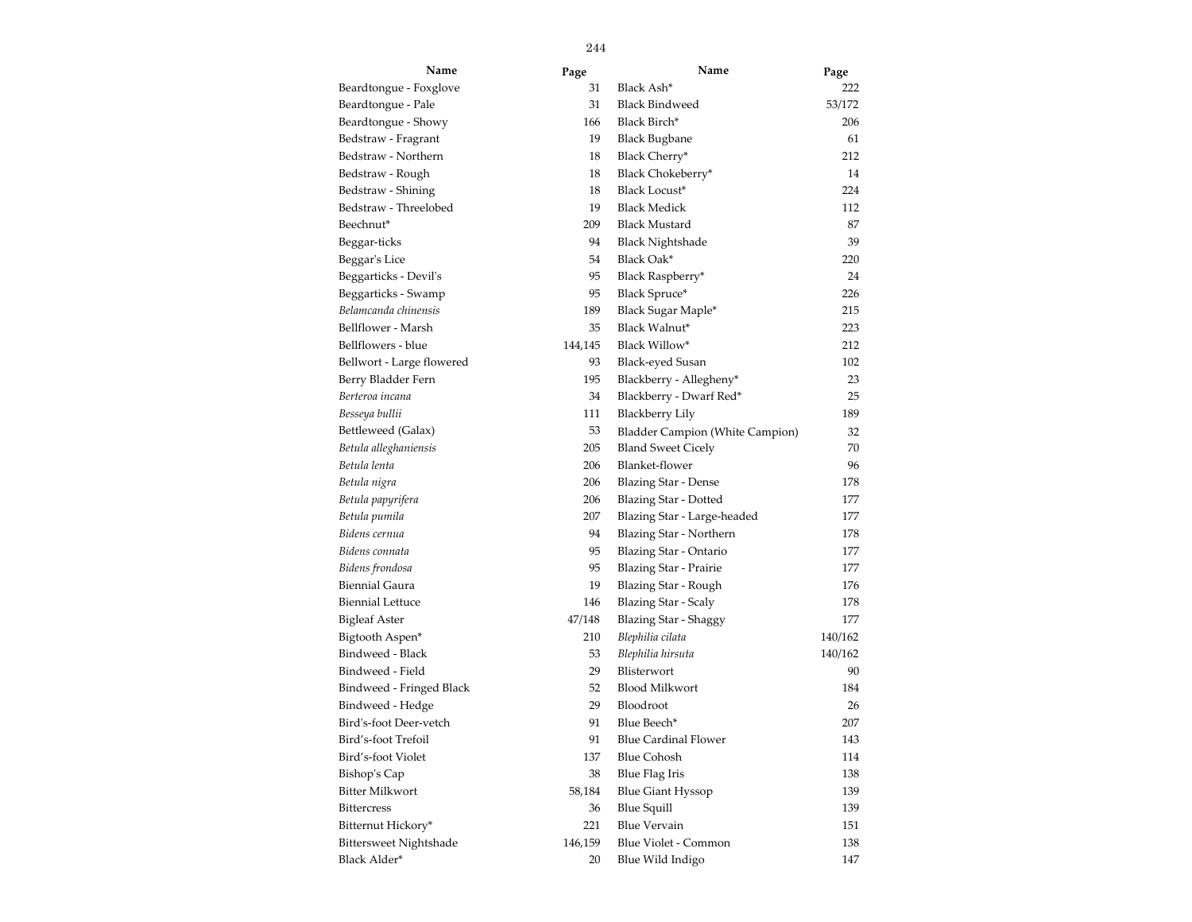| Name | Page |
|---|---|
| Beardtongue - Foxglove | 31 |
| Beardtongue - Pale | 31 |
| Beardtongue - Showy | 166 |
| Bedstraw - Fragrant | 19 |
| Bedstraw - Northern | 18 |
| Bedstraw - Rough | 18 |
| Bedstraw - Shining | 18 |
| Bedstraw - Threelobed | 19 |
| Beechnut* | 209 |
| Beggar-ticks | 94 |
| Beggar's Lice | 54 |
| Beggarticks - Devil's | 95 |
| Beggarticks - Swamp | 95 |
| *Belamcanda chinensis* | 189 |
| Bellflower - Marsh | 35 |
| Bellflowers - blue | 144,145 |
| Bellwort - Large flowered | 93 |
| Berry Bladder Fern | 195 |
| *Berteroa incana* | 34 |
| *Besseya bullii* | 111 |
| Bettleweed (Galax) | 53 |
| *Betula alleghaniensis* | 205 |
| *Betula lenta* | 206 |
| *Betula nigra* | 206 |
| *Betula papyrifera* | 206 |
| *Betula pumila* | 207 |
| *Bidens cernua* | 94 |
| *Bidens connata* | 95 |
| *Bidens frondosa* | 95 |
| Biennial Gaura | 19 |
| Biennial Lettuce | 146 |
| Bigleaf Aster | 47/148 |
| Bigtooth Aspen* | 210 |
| Bindweed - Black | 53 |
| Bindweed - Field | 29 |
| Bindweed - Fringed Black | 52 |
| Bindweed - Hedge | 29 |
| Bird's-foot Deer-vetch | 91 |
| Bird's-foot Trefoil | 91 |
| Bird's-foot Violet | 137 |
| Bishop's Cap | 38 |
| Bitter Milkwort | 58,184 |
| Bittercress | 36 |
| Bitternut Hickory* | 221 |
| Bittersweet Nightshade | 146,159 |
| Black Alder* | 20 |
| Black Ash* | 222 |
| Black Bindweed | 53/172 |
| Black Birch* | 206 |
| Black Bugbane | 61 |
| Black Cherry* | 212 |
| Black Chokeberry* | 14 |
| Black Locust* | 224 |
| Black Medick | 112 |
| Black Mustard | 87 |
| Black Nightshade | 39 |
| Black Oak* | 220 |
| Black Raspberry* | 24 |
| Black Spruce* | 226 |
| Black Sugar Maple* | 215 |
| Black Walnut* | 223 |
| Black Willow* | 212 |
| Black-eyed Susan | 102 |
| Blackberry - Allegheny* | 23 |
| Blackberry - Dwarf Red* | 25 |
| Blackberry Lily | 189 |
| Bladder Campion (White Campion) | 32 |
| Bland Sweet Cicely | 70 |
| Blanket-flower | 96 |
| Blazing Star - Dense | 178 |
| Blazing Star - Dotted | 177 |
| Blazing Star - Large-headed | 177 |
| Blazing Star - Northern | 178 |
| Blazing Star - Ontario | 177 |
| Blazing Star - Prairie | 177 |
| Blazing Star - Rough | 176 |
| Blazing Star - Scaly | 178 |
| Blazing Star - Shaggy | 177 |
| *Blephilia cilata* | 140/162 |
| *Blephilia hirsuta* | 140/162 |
| Blisterwort | 90 |
| Blood Milkwort | 184 |
| Bloodroot | 26 |
| Blue Beech* | 207 |
| Blue Cardinal Flower | 143 |
| Blue Cohosh | 114 |
| Blue Flag Iris | 138 |
| Blue Giant Hyssop | 139 |
| Blue Squill | 139 |
| Blue Vervain | 151 |
| Blue Violet - Common | 138 |
| Blue Wild Indigo | 147 |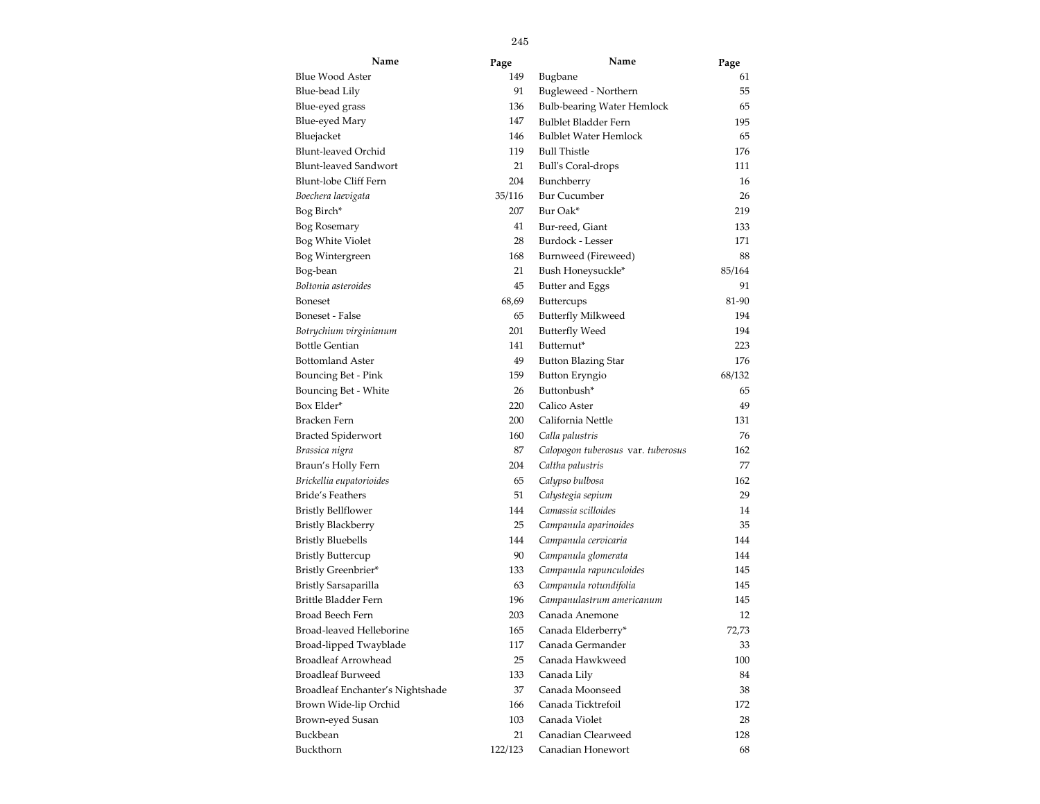| Name | Page |
|---|---|
| Blue Wood Aster | 149 |
| Blue-bead Lily | 91 |
| Blue-eyed grass | 136 |
| Blue-eyed Mary | 147 |
| Bluejacket | 146 |
| Blunt-leaved Orchid | 119 |
| Blunt-leaved Sandwort | 21 |
| Blunt-lobe Cliff Fern | 204 |
| *Boechera laevigata* | 35/116 |
| Bog Birch* | 207 |
| Bog Rosemary | 41 |
| Bog White Violet | 28 |
| Bog Wintergreen | 168 |
| Bog-bean | 21 |
| *Boltonia asteroides* | 45 |
| Boneset | 68,69 |
| Boneset - False | 65 |
| *Botrychium virginianum* | 201 |
| Bottle Gentian | 141 |
| Bottomland Aster | 49 |
| Bouncing Bet - Pink | 159 |
| Bouncing Bet - White | 26 |
| Box Elder* | 220 |
| Bracken Fern | 200 |
| Bracted Spiderwort | 160 |
| *Brassica nigra* | 87 |
| Braun's Holly Fern | 204 |
| *Brickellia eupatorioides* | 65 |
| Bride's Feathers | 51 |
| Bristly Bellflower | 144 |
| Bristly Blackberry | 25 |
| Bristly Bluebells | 144 |
| Bristly Buttercup | 90 |
| Bristly Greenbrier* | 133 |
| Bristly Sarsaparilla | 63 |
| Brittle Bladder Fern | 196 |
| Broad Beech Fern | 203 |
| Broad-leaved Helleborine | 165 |
| Broad-lipped Twayblade | 117 |
| Broadleaf Arrowhead | 25 |
| Broadleaf Burweed | 133 |
| Broadleaf Enchanter's Nightshade | 37 |
| Brown Wide-lip Orchid | 166 |
| Brown-eyed Susan | 103 |
| Buckbean | 21 |
| Buckthorn | 122/123 |
| Bugbane | 61 |
| Bugleweed - Northern | 55 |
| Bulb-bearing Water Hemlock | 65 |
| Bulblet Bladder Fern | 195 |
| Bulblet Water Hemlock | 65 |
| Bull Thistle | 176 |
| Bull's Coral-drops | 111 |
| Bunchberry | 16 |
| Bur Cucumber | 26 |
| Bur Oak* | 219 |
| Bur-reed, Giant | 133 |
| Burdock - Lesser | 171 |
| Burnweed (Fireweed) | 88 |
| Bush Honeysuckle* | 85/164 |
| Butter and Eggs | 91 |
| Buttercups | 81-90 |
| Butterfly Milkweed | 194 |
| Butterfly Weed | 194 |
| Butternut* | 223 |
| Button Blazing Star | 176 |
| Button Eryngio | 68/132 |
| Buttonbush* | 65 |
| Calico Aster | 49 |
| California Nettle | 131 |
| *Calla palustris* | 76 |
| *Calopogon tuberosus* var. *tuberosus* | 162 |
| *Caltha palustris* | 77 |
| *Calypso bulbosa* | 162 |
| *Calystegia sepium* | 29 |
| *Camassia scilloides* | 14 |
| *Campanula aparinoides* | 35 |
| *Campanula cervicaria* | 144 |
| *Campanula glomerata* | 144 |
| *Campanula rapunculoides* | 145 |
| *Campanula rotundifolia* | 145 |
| *Campanulastrum americanum* | 145 |
| Canada Anemone | 12 |
| Canada Elderberry* | 72,73 |
| Canada Germander | 33 |
| Canada Hawkweed | 100 |
| Canada Lily | 84 |
| Canada Moonseed | 38 |
| Canada Ticktrefoil | 172 |
| Canada Violet | 28 |
| Canadian Clearweed | 128 |
| Canadian Honewort | 68 |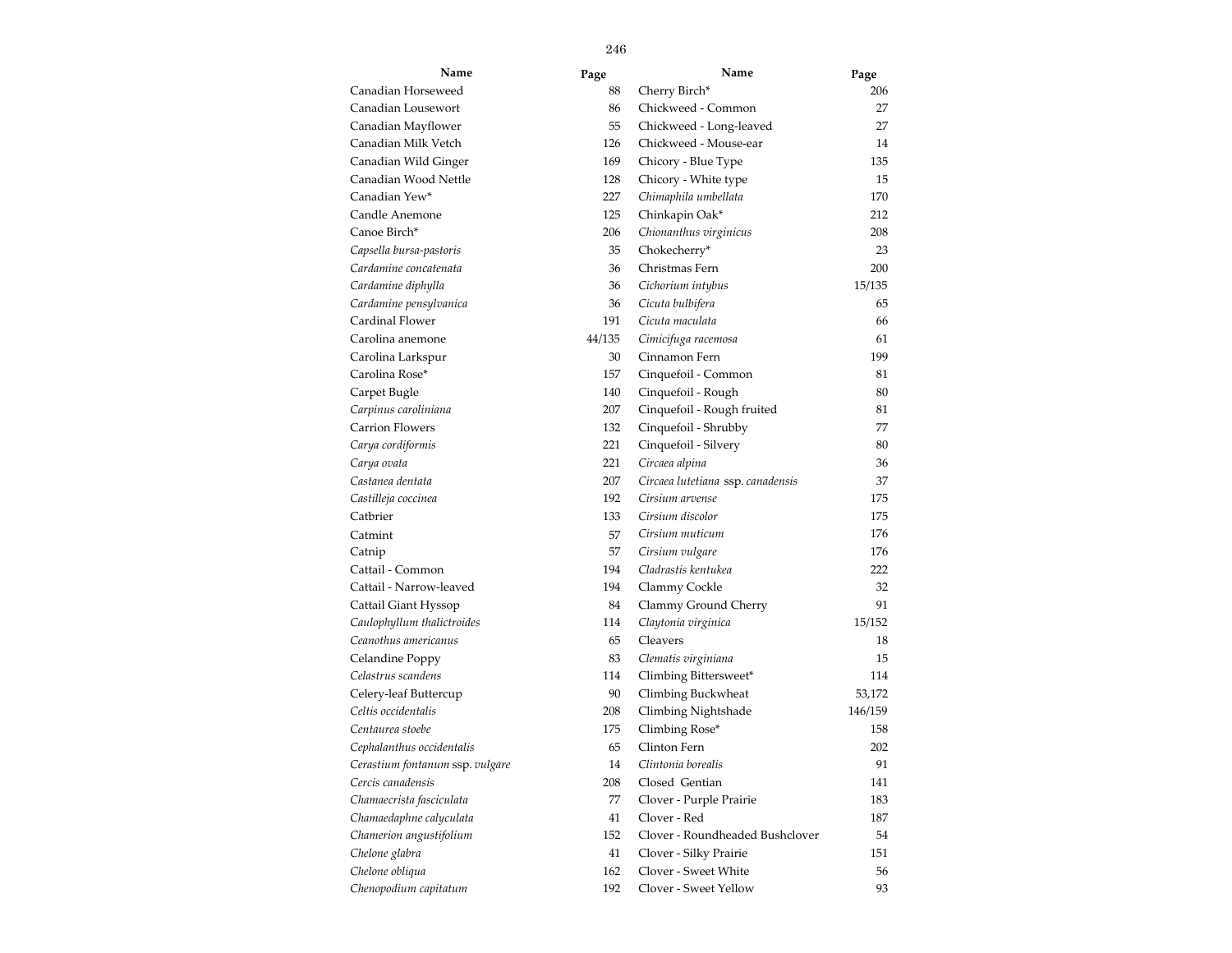| Name | Page | Name | Page |
|---|---|---|---|
| Canadian Horseweed | 88 | Cherry Birch* | 206 |
| Canadian Lousewort | 86 | Chickweed - Common | 27 |
| Canadian Mayflower | 55 | Chickweed - Long-leaved | 27 |
| Canadian Milk Vetch | 126 | Chickweed - Mouse-ear | 14 |
| Canadian Wild Ginger | 169 | Chicory - Blue Type | 135 |
| Canadian Wood Nettle | 128 | Chicory - White type | 15 |
| Canadian Yew* | 227 | *Chimaphila umbellata* | 170 |
| Candle Anemone | 125 | Chinkapin Oak* | 212 |
| Canoe Birch* | 206 | *Chionanthus virginicus* | 208 |
| *Capsella bursa-pastoris* | 35 | Chokecherry* | 23 |
| *Cardamine concatenata* | 36 | Christmas Fern | 200 |
| *Cardamine diphylla* | 36 | *Cichorium intybus* | 15/135 |
| *Cardamine pensylvanica* | 36 | *Cicuta bulbifera* | 65 |
| Cardinal Flower | 191 | *Cicuta maculata* | 66 |
| Carolina anemone | 44/135 | *Cimicifuga racemosa* | 61 |
| Carolina Larkspur | 30 | Cinnamon Fern | 199 |
| Carolina Rose* | 157 | Cinquefoil - Common | 81 |
| Carpet Bugle | 140 | Cinquefoil - Rough | 80 |
| *Carpinus caroliniana* | 207 | Cinquefoil - Rough fruited | 81 |
| Carrion Flowers | 132 | Cinquefoil - Shrubby | 77 |
| *Carya cordiformis* | 221 | Cinquefoil - Silvery | 80 |
| *Carya ovata* | 221 | *Circaea alpina* | 36 |
| *Castanea dentata* | 207 | *Circaea lutetiana* ssp. *canadensis* | 37 |
| *Castilleja coccinea* | 192 | *Cirsium arvense* | 175 |
| Catbrier | 133 | *Cirsium discolor* | 175 |
| Catmint | 57 | *Cirsium muticum* | 176 |
| Catnip | 57 | *Cirsium vulgare* | 176 |
| Cattail - Common | 194 | *Cladrastis kentukea* | 222 |
| Cattail - Narrow-leaved | 194 | Clammy Cockle | 32 |
| Cattail Giant Hyssop | 84 | Clammy Ground Cherry | 91 |
| *Caulophyllum thalictroides* | 114 | *Claytonia virginica* | 15/152 |
| *Ceanothus americanus* | 65 | Cleavers | 18 |
| Celandine Poppy | 83 | *Clematis virginiana* | 15 |
| *Celastrus scandens* | 114 | Climbing Bittersweet* | 114 |
| Celery-leaf Buttercup | 90 | Climbing Buckwheat | 53,172 |
| *Celtis occidentalis* | 208 | Climbing Nightshade | 146/159 |
| *Centaurea stoebe* | 175 | Climbing Rose* | 158 |
| *Cephalanthus occidentalis* | 65 | Clinton Fern | 202 |
| *Cerastium fontanum* ssp. *vulgare* | 14 | *Clintonia borealis* | 91 |
| *Cercis canadensis* | 208 | Closed Gentian | 141 |
| *Chamaecrista fasciculata* | 77 | Clover - Purple Prairie | 183 |
| *Chamaedaphne calyculata* | 41 | Clover - Red | 187 |
| *Chamerion angustifolium* | 152 | Clover - Roundheaded Bushclover | 54 |
| *Chelone glabra* | 41 | Clover - Silky Prairie | 151 |
| *Chelone obliqua* | 162 | Clover - Sweet White | 56 |
| *Chenopodium capitatum* | 192 | Clover - Sweet Yellow | 93 |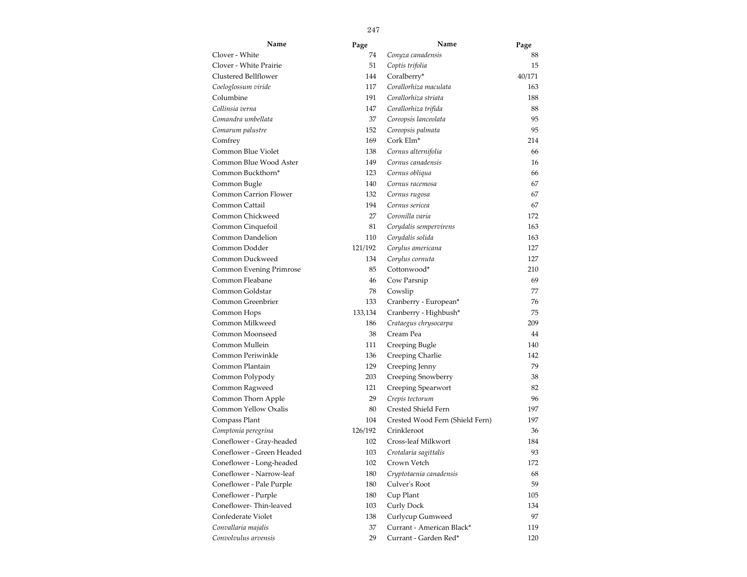| Name | Page |
|---|---|
| Clover - White | 74 |
| Clover - White Prairie | 51 |
| Clustered Bellflower | 144 |
| *Coeloglossum viride* | 117 |
| Columbine | 191 |
| *Collinsia verna* | 147 |
| *Comandra umbellata* | 37 |
| *Comarum palustre* | 152 |
| Comfrey | 169 |
| Common Blue Violet | 138 |
| Common Blue Wood Aster | 149 |
| Common Buckthorn* | 123 |
| Common Bugle | 140 |
| Common Carrion Flower | 132 |
| Common Cattail | 194 |
| Common Chickweed | 27 |
| Common Cinquefoil | 81 |
| Common Dandelion | 110 |
| Common Dodder | 121/192 |
| Common Duckweed | 134 |
| Common Evening Primrose | 85 |
| Common Fleabane | 46 |
| Common Goldstar | 78 |
| Common Greenbrier | 133 |
| Common Hops | 133,134 |
| Common Milkweed | 186 |
| Common Moonseed | 38 |
| Common Mullein | 111 |
| Common Periwinkle | 136 |
| Common Plantain | 129 |
| Common Polypody | 203 |
| Common Ragweed | 121 |
| Common Thorn Apple | 29 |
| Common Yellow Oxalis | 80 |
| Compass Plant | 104 |
| *Comptonia peregrina* | 126/192 |
| Coneflower - Gray-headed | 102 |
| Coneflower - Green Headed | 103 |
| Coneflower - Long-headed | 102 |
| Coneflower - Narrow-leaf | 180 |
| Coneflower - Pale Purple | 180 |
| Coneflower - Purple | 180 |
| Coneflower- Thin-leaved | 103 |
| Confederate Violet | 138 |
| *Convallaria majalis* | 37 |
| *Convolvulus arvensis* | 29 |
| *Conyza canadensis* | 88 |
| *Coptis trifolia* | 15 |
| Coralberry* | 40/171 |
| *Corallorhiza maculata* | 163 |
| *Corallorhiza striata* | 188 |
| *Corallorhiza trifida* | 88 |
| *Coreopsis lanceolata* | 95 |
| *Coreopsis palmata* | 95 |
| Cork Elm* | 214 |
| *Cornus alternifolia* | 66 |
| *Cornus canadensis* | 16 |
| *Cornus obliqua* | 66 |
| *Cornus racemosa* | 67 |
| *Cornus rugosa* | 67 |
| *Cornus sericea* | 67 |
| *Coronilla varia* | 172 |
| *Corydalis sempervirens* | 163 |
| *Corydalis solida* | 163 |
| *Corylus americana* | 127 |
| *Corylus cornuta* | 127 |
| Cottonwood* | 210 |
| Cow Parsnip | 69 |
| Cowslip | 77 |
| Cranberry - European* | 76 |
| Cranberry - Highbush* | 75 |
| *Crataegus chrysocarpa* | 209 |
| Cream Pea | 44 |
| Creeping Bugle | 140 |
| Creeping Charlie | 142 |
| Creeping Jenny | 79 |
| Creeping Snowberry | 38 |
| Creeping Spearwort | 82 |
| *Crepis tectorum* | 96 |
| Crested Shield Fern | 197 |
| Crested Wood Fern (Shield Fern) | 197 |
| Crinkleroot | 36 |
| Cross-leaf Milkwort | 184 |
| *Crotalaria sagittalis* | 93 |
| Crown Vetch | 172 |
| *Cryptotaenia canadensis* | 68 |
| Culver's Root | 59 |
| Cup Plant | 105 |
| Curly Dock | 134 |
| Curlycup Gumweed | 97 |
| Currant - American Black* | 119 |
| Currant - Garden Red* | 120 |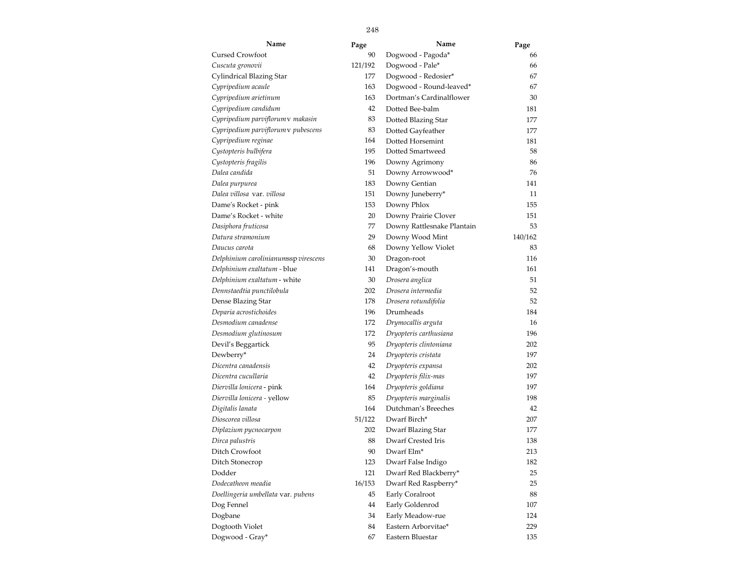| Name | Page |
|---|---|
| Cursed Crowfoot | 90 |
| *Cuscuta gronovii* | 121/192 |
| Cylindrical Blazing Star | 177 |
| *Cypripedium acaule* | 163 |
| *Cypripedium arietinum* | 163 |
| *Cypripedium candidum* | 42 |
| *Cypripedium parviflorum* v *makasin* | 83 |
| *Cypripedium parviflorum* v *pubescens* | 83 |
| *Cypripedium reginae* | 164 |
| *Cystopteris bulbifera* | 195 |
| *Cystopteris fragilis* | 196 |
| *Dalea candida* | 51 |
| *Dalea purpurea* | 183 |
| *Dalea villosa* var. *villosa* | 151 |
| Dame's Rocket - pink | 153 |
| Dame's Rocket - white | 20 |
| *Dasiphora fruticosa* | 77 |
| *Datura stramonium* | 29 |
| *Daucus carota* | 68 |
| *Delphinium carolinianum* ssp *virescens* | 30 |
| *Delphinium exaltatum* - blue | 141 |
| *Delphinium exaltatum* - white | 30 |
| *Dennstaedtia punctilobula* | 202 |
| Dense Blazing Star | 178 |
| *Deparia acrostichoides* | 196 |
| *Desmodium canadense* | 172 |
| *Desmodium glutinosum* | 172 |
| Devil's Beggartick | 95 |
| Dewberry* | 24 |
| *Dicentra canadensis* | 42 |
| *Dicentra cucullaria* | 42 |
| *Diervilla lonicera* - pink | 164 |
| *Diervilla lonicera* - yellow | 85 |
| *Digitalis lanata* | 164 |
| *Dioscorea villosa* | 51/122 |
| *Diplazium pycnocarpon* | 202 |
| *Dirca palustris* | 88 |
| Ditch Crowfoot | 90 |
| Ditch Stonecrop | 123 |
| Dodder | 121 |
| *Dodecatheon meadia* | 16/153 |
| *Doellingeria umbellata* var. *pubens* | 45 |
| Dog Fennel | 44 |
| Dogbane | 34 |
| Dogtooth Violet | 84 |
| Dogwood - Gray* | 67 |
| Dogwood - Pagoda* | 66 |
| Dogwood - Pale* | 66 |
| Dogwood - Redosier* | 67 |
| Dogwood - Round-leaved* | 67 |
| Dortman's Cardinalflower | 30 |
| Dotted Bee-balm | 181 |
| Dotted Blazing Star | 177 |
| Dotted Gayfeather | 177 |
| Dotted Horsemint | 181 |
| Dotted Smartweed | 58 |
| Downy Agrimony | 86 |
| Downy Arrowwood* | 76 |
| Downy Gentian | 141 |
| Downy Juneberry* | 11 |
| Downy Phlox | 155 |
| Downy Prairie Clover | 151 |
| Downy Rattlesnake Plantain | 53 |
| Downy Wood Mint | 140/162 |
| Downy Yellow Violet | 83 |
| Dragon-root | 116 |
| Dragon's-mouth | 161 |
| *Drosera anglica* | 51 |
| *Drosera intermedia* | 52 |
| *Drosera rotundifolia* | 52 |
| Drumheads | 184 |
| *Drymocallis arguta* | 16 |
| *Dryopteris carthusiana* | 196 |
| *Dryopteris clintoniana* | 202 |
| *Dryopteris cristata* | 197 |
| *Dryopteris expansa* | 202 |
| *Dryopteris filix-mas* | 197 |
| *Dryopteris goldiana* | 197 |
| *Dryopteris marginalis* | 198 |
| Dutchman's Breeches | 42 |
| Dwarf Birch* | 207 |
| Dwarf Blazing Star | 177 |
| Dwarf Crested Iris | 138 |
| Dwarf Elm* | 213 |
| Dwarf False Indigo | 182 |
| Dwarf Red Blackberry* | 25 |
| Dwarf Red Raspberry* | 25 |
| Early Coralroot | 88 |
| Early Goldenrod | 107 |
| Early Meadow-rue | 124 |
| Eastern Arborvitae* | 229 |
| Eastern Bluestar | 135 |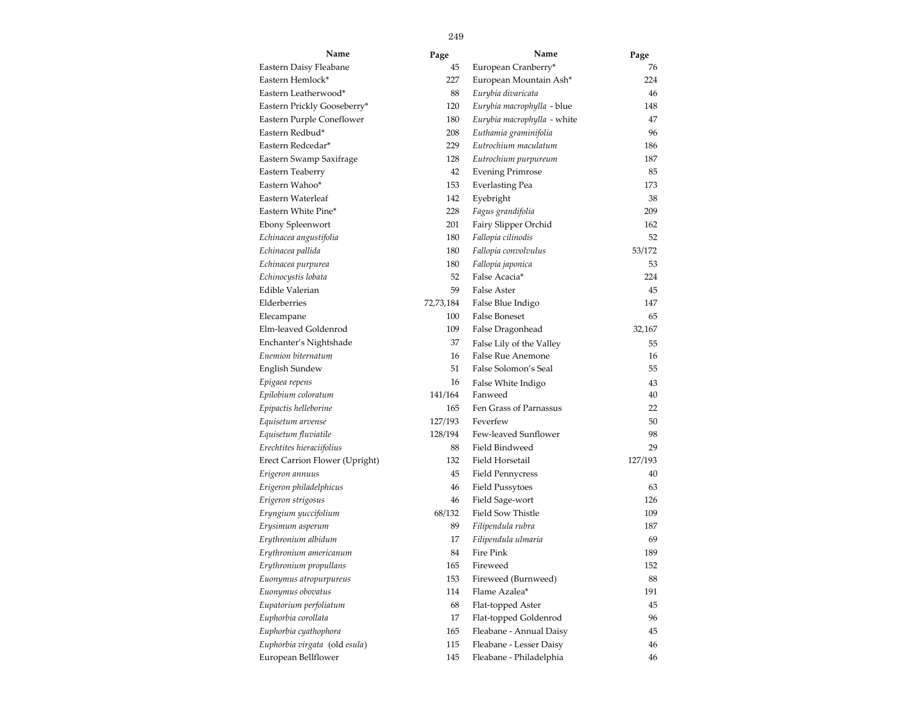| Name | Page | Name | Page |
|---|---|---|---|
| Eastern Daisy Fleabane | 45 | European Cranberry* | 76 |
| Eastern Hemlock* | 227 | European Mountain Ash* | 224 |
| Eastern Leatherwood* | 88 | *Eurybia divaricata* | 46 |
| Eastern Prickly Gooseberry* | 120 | *Eurybia macrophylla* - blue | 148 |
| Eastern Purple Coneflower | 180 | *Eurybia macrophylla* - white | 47 |
| Eastern Redbud* | 208 | *Euthamia graminifolia* | 96 |
| Eastern Redcedar* | 229 | *Eutrochium maculatum* | 186 |
| Eastern Swamp Saxifrage | 128 | *Eutrochium purpureum* | 187 |
| Eastern Teaberry | 42 | Evening Primrose | 85 |
| Eastern Wahoo* | 153 | Everlasting Pea | 173 |
| Eastern Waterleaf | 142 | Eyebright | 38 |
| Eastern White Pine* | 228 | *Fagus grandifolia* | 209 |
| Ebony Spleenwort | 201 | Fairy Slipper Orchid | 162 |
| *Echinacea angustifolia* | 180 | *Fallopia cilinodis* | 52 |
| *Echinacea pallida* | 180 | *Fallopia convolvulus* | 53/172 |
| *Echinacea purpurea* | 180 | *Fallopia japonica* | 53 |
| *Echinocystis lobata* | 52 | False Acacia* | 224 |
| Edible Valerian | 59 | False Aster | 45 |
| Elderberries | 72,73,184 | False Blue Indigo | 147 |
| Elecampane | 100 | False Boneset | 65 |
| Elm-leaved Goldenrod | 109 | False Dragonhead | 32,167 |
| Enchanter's Nightshade | 37 | False Lily of the Valley | 55 |
| *Enemion biternatum* | 16 | False Rue Anemone | 16 |
| English Sundew | 51 | False Solomon's Seal | 55 |
| *Epigaea repens* | 16 | False White Indigo | 43 |
| *Epilobium coloratum* | 141/164 | Fanweed | 40 |
| *Epipactis helleborine* | 165 | Fen Grass of Parnassus | 22 |
| *Equisetum arvense* | 127/193 | Feverfew | 50 |
| *Equisetum fluviatile* | 128/194 | Few-leaved Sunflower | 98 |
| *Erechtites hieraciifolius* | 88 | Field Bindweed | 29 |
| Erect Carrion Flower (Upright) | 132 | Field Horsetail | 127/193 |
| *Erigeron annuus* | 45 | Field Pennycress | 40 |
| *Erigeron philadelphicus* | 46 | Field Pussytoes | 63 |
| *Erigeron strigosus* | 46 | Field Sage-wort | 126 |
| *Eryngium yuccifolium* | 68/132 | Field Sow Thistle | 109 |
| *Erysimum asperum* | 89 | *Filipendula rubra* | 187 |
| *Erythronium albidum* | 17 | *Filipendula ulmaria* | 69 |
| *Erythronium americanum* | 84 | Fire Pink | 189 |
| *Erythronium propullans* | 165 | Fireweed | 152 |
| *Euonymus atropurpureus* | 153 | Fireweed (Burnweed) | 88 |
| *Euonymus obovatus* | 114 | Flame Azalea* | 191 |
| *Eupatorium perfoliatum* | 68 | Flat-topped Aster | 45 |
| *Euphorbia corollata* | 17 | Flat-topped Goldenrod | 96 |
| *Euphorbia cyathophora* | 165 | Fleabane - Annual Daisy | 45 |
| *Euphorbia virgata* (old *esula*) | 115 | Fleabane - Lesser Daisy | 46 |
| European Bellflower | 145 | Fleabane - Philadelphia | 46 |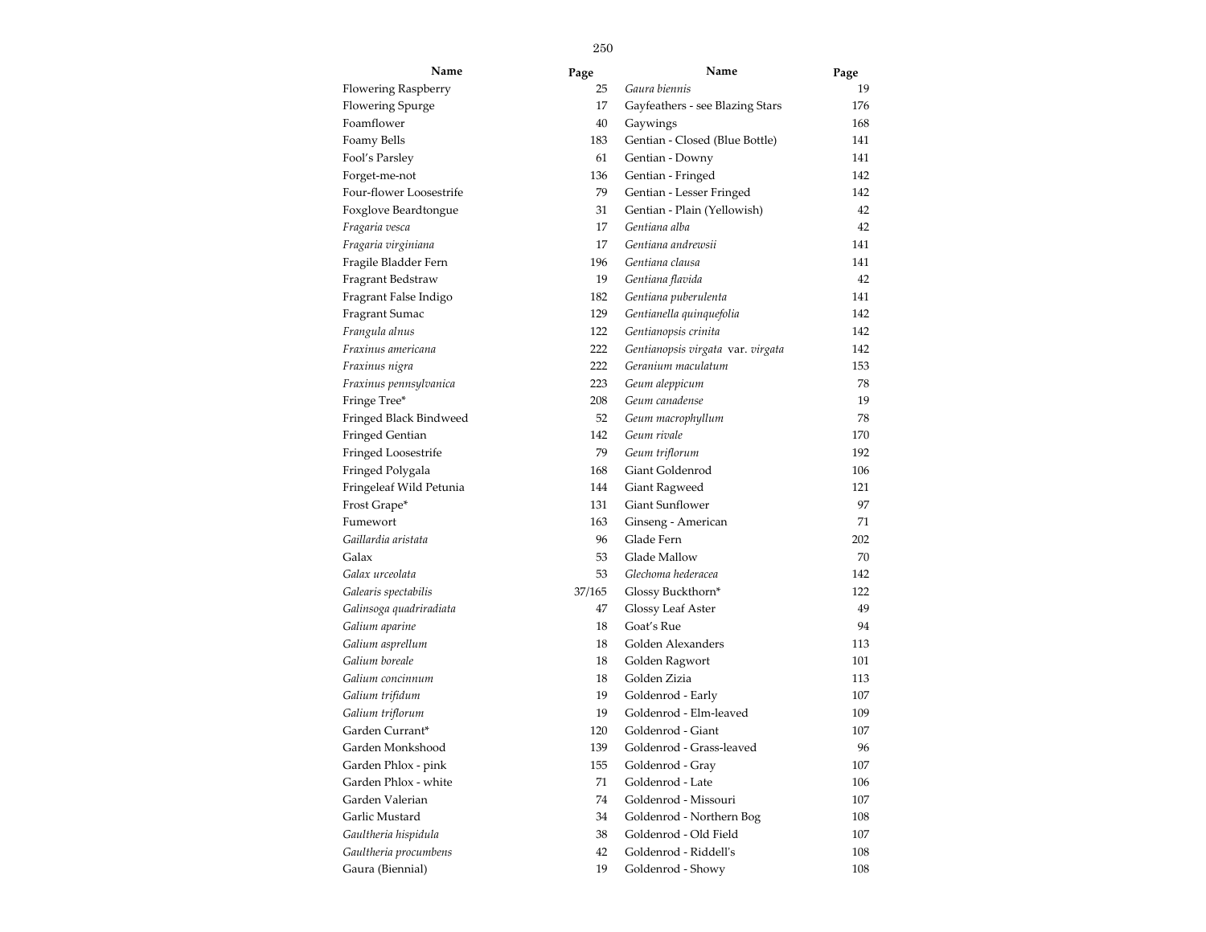| Name | Page |
|---|---|
| Flowering Raspberry | 25 |
| Flowering Spurge | 17 |
| Foamflower | 40 |
| Foamy Bells | 183 |
| Fool's Parsley | 61 |
| Forget-me-not | 136 |
| Four-flower Loosestrife | 79 |
| Foxglove Beardtongue | 31 |
| *Fragaria vesca* | 17 |
| *Fragaria virginiana* | 17 |
| Fragile Bladder Fern | 196 |
| Fragrant Bedstraw | 19 |
| Fragrant False Indigo | 182 |
| Fragrant Sumac | 129 |
| *Frangula alnus* | 122 |
| *Fraxinus americana* | 222 |
| *Fraxinus nigra* | 222 |
| *Fraxinus pennsylvanica* | 223 |
| Fringe Tree* | 208 |
| Fringed Black Bindweed | 52 |
| Fringed Gentian | 142 |
| Fringed Loosestrife | 79 |
| Fringed Polygala | 168 |
| Fringeleaf Wild Petunia | 144 |
| Frost Grape* | 131 |
| Fumewort | 163 |
| *Gaillardia aristata* | 96 |
| Galax | 53 |
| *Galax urceolata* | 53 |
| *Galearis spectabilis* | 37/165 |
| *Galinsoga quadriradiata* | 47 |
| *Galium aparine* | 18 |
| *Galium asprellum* | 18 |
| *Galium boreale* | 18 |
| *Galium concinnum* | 18 |
| *Galium trifidum* | 19 |
| *Galium triflorum* | 19 |
| Garden Currant* | 120 |
| Garden Monkshood | 139 |
| Garden Phlox - pink | 155 |
| Garden Phlox - white | 71 |
| Garden Valerian | 74 |
| Garlic Mustard | 34 |
| *Gaultheria hispidula* | 38 |
| *Gaultheria procumbens* | 42 |
| Gaura (Biennial) | 19 |
| *Gaura biennis* | 19 |
| Gayfeathers - see Blazing Stars | 176 |
| Gaywings | 168 |
| Gentian - Closed (Blue Bottle) | 141 |
| Gentian - Downy | 141 |
| Gentian - Fringed | 142 |
| Gentian - Lesser Fringed | 142 |
| Gentian - Plain (Yellowish) | 42 |
| *Gentiana alba* | 42 |
| *Gentiana andrewsii* | 141 |
| *Gentiana clausa* | 141 |
| *Gentiana flavida* | 42 |
| *Gentiana puberulenta* | 141 |
| *Gentianella quinquefolia* | 142 |
| *Gentianopsis crinita* | 142 |
| *Gentianopsis virgata* var. *virgata* | 142 |
| *Geranium maculatum* | 153 |
| *Geum aleppicum* | 78 |
| *Geum canadense* | 19 |
| *Geum macrophyllum* | 78 |
| *Geum rivale* | 170 |
| *Geum triflorum* | 192 |
| Giant Goldenrod | 106 |
| Giant Ragweed | 121 |
| Giant Sunflower | 97 |
| Ginseng - American | 71 |
| Glade Fern | 202 |
| Glade Mallow | 70 |
| *Glechoma hederacea* | 142 |
| Glossy Buckthorn* | 122 |
| Glossy Leaf Aster | 49 |
| Goat's Rue | 94 |
| Golden Alexanders | 113 |
| Golden Ragwort | 101 |
| Golden Zizia | 113 |
| Goldenrod - Early | 107 |
| Goldenrod - Elm-leaved | 109 |
| Goldenrod - Giant | 107 |
| Goldenrod - Grass-leaved | 96 |
| Goldenrod - Gray | 107 |
| Goldenrod - Late | 106 |
| Goldenrod - Missouri | 107 |
| Goldenrod - Northern Bog | 108 |
| Goldenrod - Old Field | 107 |
| Goldenrod - Riddell's | 108 |
| Goldenrod - Showy | 108 |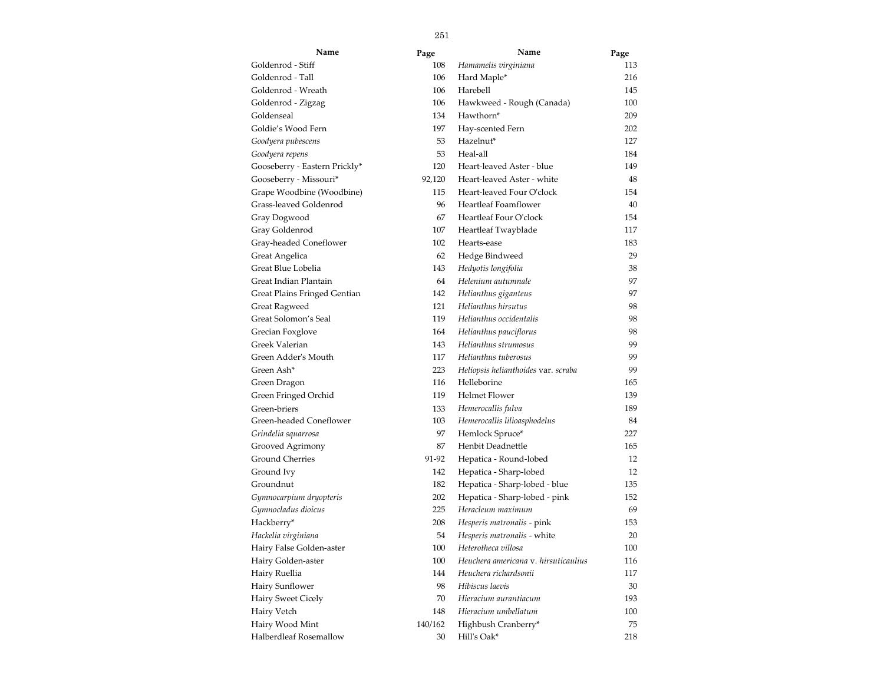| Name | Page | Name | Page |
|---|---|---|---|
| Goldenrod - Stiff | 108 | *Hamamelis virginiana* | 113 |
| Goldenrod - Tall | 106 | Hard Maple* | 216 |
| Goldenrod - Wreath | 106 | Harebell | 145 |
| Goldenrod - Zigzag | 106 | Hawkweed - Rough (Canada) | 100 |
| Goldenseal | 134 | Hawthorn* | 209 |
| Goldie's Wood Fern | 197 | Hay-scented Fern | 202 |
| *Goodyera pubescens* | 53 | Hazelnut* | 127 |
| *Goodyera repens* | 53 | Heal-all | 184 |
| Gooseberry - Eastern Prickly* | 120 | Heart-leaved Aster - blue | 149 |
| Gooseberry - Missouri* | 92,120 | Heart-leaved Aster - white | 48 |
| Grape Woodbine (Woodbine) | 115 | Heart-leaved Four O'clock | 154 |
| Grass-leaved Goldenrod | 96 | Heartleaf Foamflower | 40 |
| Gray Dogwood | 67 | Heartleaf Four O'clock | 154 |
| Gray Goldenrod | 107 | Heartleaf Twayblade | 117 |
| Gray-headed Coneflower | 102 | Hearts-ease | 183 |
| Great Angelica | 62 | Hedge Bindweed | 29 |
| Great Blue Lobelia | 143 | *Hedyotis longifolia* | 38 |
| Great Indian Plantain | 64 | *Helenium autumnale* | 97 |
| Great Plains Fringed Gentian | 142 | *Helianthus giganteus* | 97 |
| Great Ragweed | 121 | *Helianthus hirsutus* | 98 |
| Great Solomon's Seal | 119 | *Helianthus occidentalis* | 98 |
| Grecian Foxglove | 164 | *Helianthus pauciflorus* | 98 |
| Greek Valerian | 143 | *Helianthus strumosus* | 99 |
| Green Adder's Mouth | 117 | *Helianthus tuberosus* | 99 |
| Green Ash* | 223 | *Heliopsis helianthoides* var. *scraba* | 99 |
| Green Dragon | 116 | Helleborine | 165 |
| Green Fringed Orchid | 119 | Helmet Flower | 139 |
| Green-briers | 133 | *Hemerocallis fulva* | 189 |
| Green-headed Coneflower | 103 | *Hemerocallis lilioasphodelus* | 84 |
| *Grindelia squarrosa* | 97 | Hemlock Spruce* | 227 |
| Grooved Agrimony | 87 | Henbit Deadnettle | 165 |
| Ground Cherries | 91-92 | Hepatica - Round-lobed | 12 |
| Ground Ivy | 142 | Hepatica - Sharp-lobed | 12 |
| Groundnut | 182 | Hepatica - Sharp-lobed - blue | 135 |
| *Gymnocarpium dryopteris* | 202 | Hepatica - Sharp-lobed - pink | 152 |
| *Gymnocladus dioicus* | 225 | *Heracleum maximum* | 69 |
| Hackberry* | 208 | *Hesperis matronalis* - pink | 153 |
| *Hackelia virginiana* | 54 | *Hesperis matronalis* - white | 20 |
| Hairy False Golden-aster | 100 | *Heterotheca villosa* | 100 |
| Hairy Golden-aster | 100 | *Heuchera americana* v. *hirsuticaulius* | 116 |
| Hairy Ruellia | 144 | *Heuchera richardsonii* | 117 |
| Hairy Sunflower | 98 | *Hibiscus laevis* | 30 |
| Hairy Sweet Cicely | 70 | *Hieracium aurantiacum* | 193 |
| Hairy Vetch | 148 | *Hieracium umbellatum* | 100 |
| Hairy Wood Mint | 140/162 | Highbush Cranberry* | 75 |
| Halberdleaf Rosemallow | 30 | Hill's Oak* | 218 |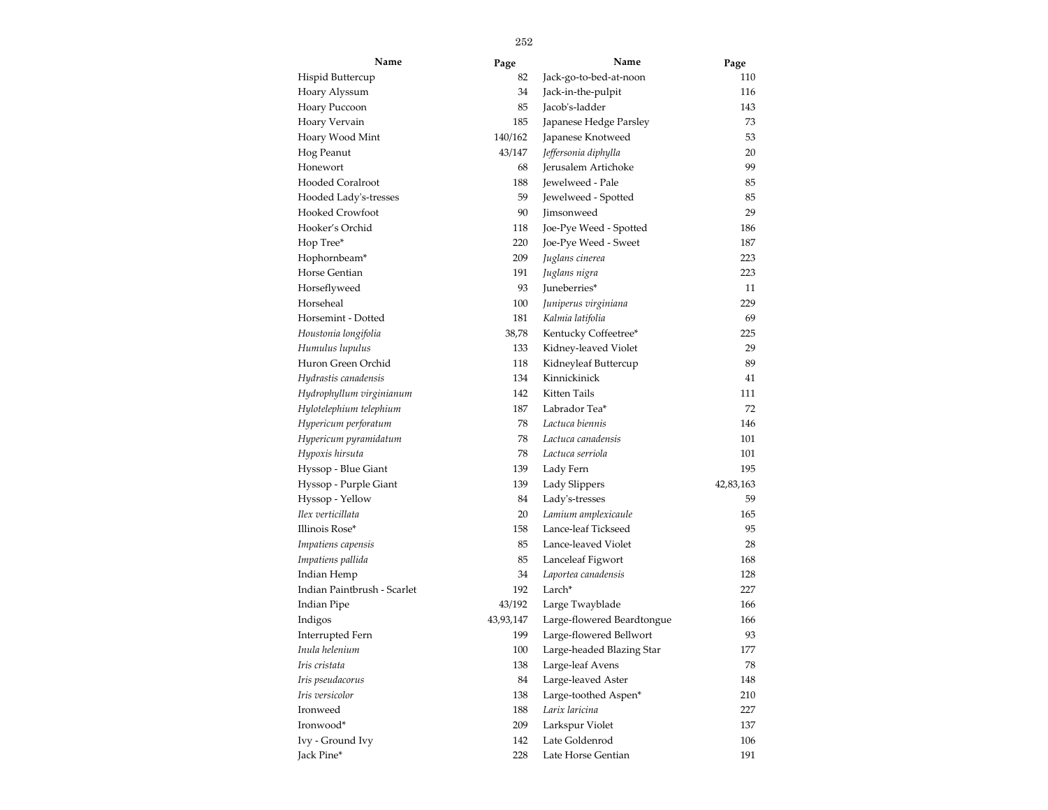| Name | Page |
|---|---|
| Hispid Buttercup | 82 |
| Hoary Alyssum | 34 |
| Hoary Puccoon | 85 |
| Hoary Vervain | 185 |
| Hoary Wood Mint | 140/162 |
| Hog Peanut | 43/147 |
| Honewort | 68 |
| Hooded Coralroot | 188 |
| Hooded Lady's-tresses | 59 |
| Hooked Crowfoot | 90 |
| Hooker's Orchid | 118 |
| Hop Tree* | 220 |
| Hophornbeam* | 209 |
| Horse Gentian | 191 |
| Horseflyweed | 93 |
| Horseheal | 100 |
| Horsemint - Dotted | 181 |
| *Houstonia longifolia* | 38,78 |
| *Humulus lupulus* | 133 |
| Huron Green Orchid | 118 |
| *Hydrastis canadensis* | 134 |
| *Hydrophyllum virginianum* | 142 |
| *Hylotelephium telephium* | 187 |
| *Hypericum perforatum* | 78 |
| *Hypericum pyramidatum* | 78 |
| *Hypoxis hirsuta* | 78 |
| Hyssop - Blue Giant | 139 |
| Hyssop - Purple Giant | 139 |
| Hyssop - Yellow | 84 |
| *Ilex verticillata* | 20 |
| Illinois Rose* | 158 |
| *Impatiens capensis* | 85 |
| *Impatiens pallida* | 85 |
| Indian Hemp | 34 |
| Indian Paintbrush - Scarlet | 192 |
| Indian Pipe | 43/192 |
| Indigos | 43,93,147 |
| Interrupted Fern | 199 |
| *Inula helenium* | 100 |
| *Iris cristata* | 138 |
| *Iris pseudacorus* | 84 |
| *Iris versicolor* | 138 |
| Ironweed | 188 |
| Ironwood* | 209 |
| Ivy - Ground Ivy | 142 |
| Jack Pine* | 228 |
| Jack-go-to-bed-at-noon | 110 |
| Jack-in-the-pulpit | 116 |
| Jacob's-ladder | 143 |
| Japanese Hedge Parsley | 73 |
| Japanese Knotweed | 53 |
| *Jeffersonia diphylla* | 20 |
| Jerusalem Artichoke | 99 |
| Jewelweed - Pale | 85 |
| Jewelweed - Spotted | 85 |
| Jimsonweed | 29 |
| Joe-Pye Weed - Spotted | 186 |
| Joe-Pye Weed - Sweet | 187 |
| *Juglans cinerea* | 223 |
| *Juglans nigra* | 223 |
| Juneberries* | 11 |
| *Juniperus virginiana* | 229 |
| *Kalmia latifolia* | 69 |
| Kentucky Coffeetree* | 225 |
| Kidney-leaved Violet | 29 |
| Kidneyleaf Buttercup | 89 |
| Kinnickinick | 41 |
| Kitten Tails | 111 |
| Labrador Tea* | 72 |
| *Lactuca biennis* | 146 |
| *Lactuca canadensis* | 101 |
| *Lactuca serriola* | 101 |
| Lady Fern | 195 |
| Lady Slippers | 42,83,163 |
| Lady's-tresses | 59 |
| *Lamium amplexicaule* | 165 |
| Lance-leaf Tickseed | 95 |
| Lance-leaved Violet | 28 |
| Lanceleaf Figwort | 168 |
| *Laportea canadensis* | 128 |
| Larch* | 227 |
| Large Twayblade | 166 |
| Large-flowered Beardtongue | 166 |
| Large-flowered Bellwort | 93 |
| Large-headed Blazing Star | 177 |
| Large-leaf Avens | 78 |
| Large-leaved Aster | 148 |
| Large-toothed Aspen* | 210 |
| *Larix laricina* | 227 |
| Larkspur Violet | 137 |
| Late Goldenrod | 106 |
| Late Horse Gentian | 191 |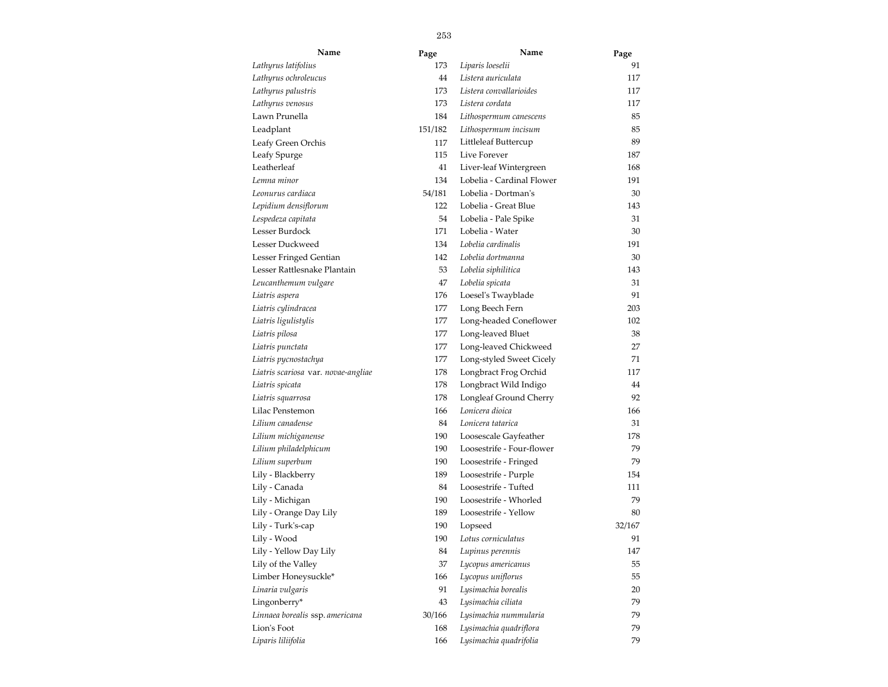| Name | Page | Name | Page |
|---|---|---|---|
| *Lathyrus latifolius* | 173 | *Liparis loeselii* | 91 |
| *Lathyrus ochroleucus* | 44 | *Listera auriculata* | 117 |
| *Lathyrus palustris* | 173 | *Listera convallarioides* | 117 |
| *Lathyrus venosus* | 173 | *Listera cordata* | 117 |
| Lawn Prunella | 184 | *Lithospermum canescens* | 85 |
| Leadplant | 151/182 | *Lithospermum incisum* | 85 |
| Leafy Green Orchis | 117 | Littleleaf Buttercup | 89 |
| Leafy Spurge | 115 | Live Forever | 187 |
| Leatherleaf | 41 | Liver-leaf Wintergreen | 168 |
| *Lemna minor* | 134 | Lobelia - Cardinal Flower | 191 |
| *Leonurus cardiaca* | 54/181 | Lobelia - Dortman's | 30 |
| *Lepidium densiflorum* | 122 | Lobelia - Great Blue | 143 |
| *Lespedeza capitata* | 54 | Lobelia - Pale Spike | 31 |
| Lesser Burdock | 171 | Lobelia - Water | 30 |
| Lesser Duckweed | 134 | *Lobelia cardinalis* | 191 |
| Lesser Fringed Gentian | 142 | *Lobelia dortmanna* | 30 |
| Lesser Rattlesnake Plantain | 53 | *Lobelia siphilitica* | 143 |
| *Leucanthemum vulgare* | 47 | *Lobelia spicata* | 31 |
| *Liatris aspera* | 176 | Loesel's Twayblade | 91 |
| *Liatris cylindracea* | 177 | Long Beech Fern | 203 |
| *Liatris ligulistylis* | 177 | Long-headed Coneflower | 102 |
| *Liatris pilosa* | 177 | Long-leaved Bluet | 38 |
| *Liatris punctata* | 177 | Long-leaved Chickweed | 27 |
| *Liatris pycnostachya* | 177 | Long-styled Sweet Cicely | 71 |
| *Liatris scariosa* var. *novae-angliae* | 178 | Longbract Frog Orchid | 117 |
| *Liatris spicata* | 178 | Longbract Wild Indigo | 44 |
| *Liatris squarrosa* | 178 | Longleaf Ground Cherry | 92 |
| Lilac Penstemon | 166 | *Lonicera dioica* | 166 |
| *Lilium canadense* | 84 | *Lonicera tatarica* | 31 |
| *Lilium michiganense* | 190 | Loosescale Gayfeather | 178 |
| *Lilium philadelphicum* | 190 | Loosestrife - Four-flower | 79 |
| *Lilium superbum* | 190 | Loosestrife - Fringed | 79 |
| Lily - Blackberry | 189 | Loosestrife - Purple | 154 |
| Lily - Canada | 84 | Loosestrife - Tufted | 111 |
| Lily - Michigan | 190 | Loosestrife - Whorled | 79 |
| Lily - Orange Day Lily | 189 | Loosestrife - Yellow | 80 |
| Lily - Turk's-cap | 190 | Lopseed | 32/167 |
| Lily - Wood | 190 | *Lotus corniculatus* | 91 |
| Lily - Yellow Day Lily | 84 | *Lupinus perennis* | 147 |
| Lily of the Valley | 37 | *Lycopus americanus* | 55 |
| Limber Honeysuckle* | 166 | *Lycopus uniflorus* | 55 |
| *Linaria vulgaris* | 91 | *Lysimachia borealis* | 20 |
| Lingonberry* | 43 | *Lysimachia ciliata* | 79 |
| *Linnaea borealis* ssp. *americana* | 30/166 | *Lysimachia nummularia* | 79 |
| Lion's Foot | 168 | *Lysimachia quadriflora* | 79 |
| *Liparis liliifolia* | 166 | *Lysimachia quadrifolia* | 79 |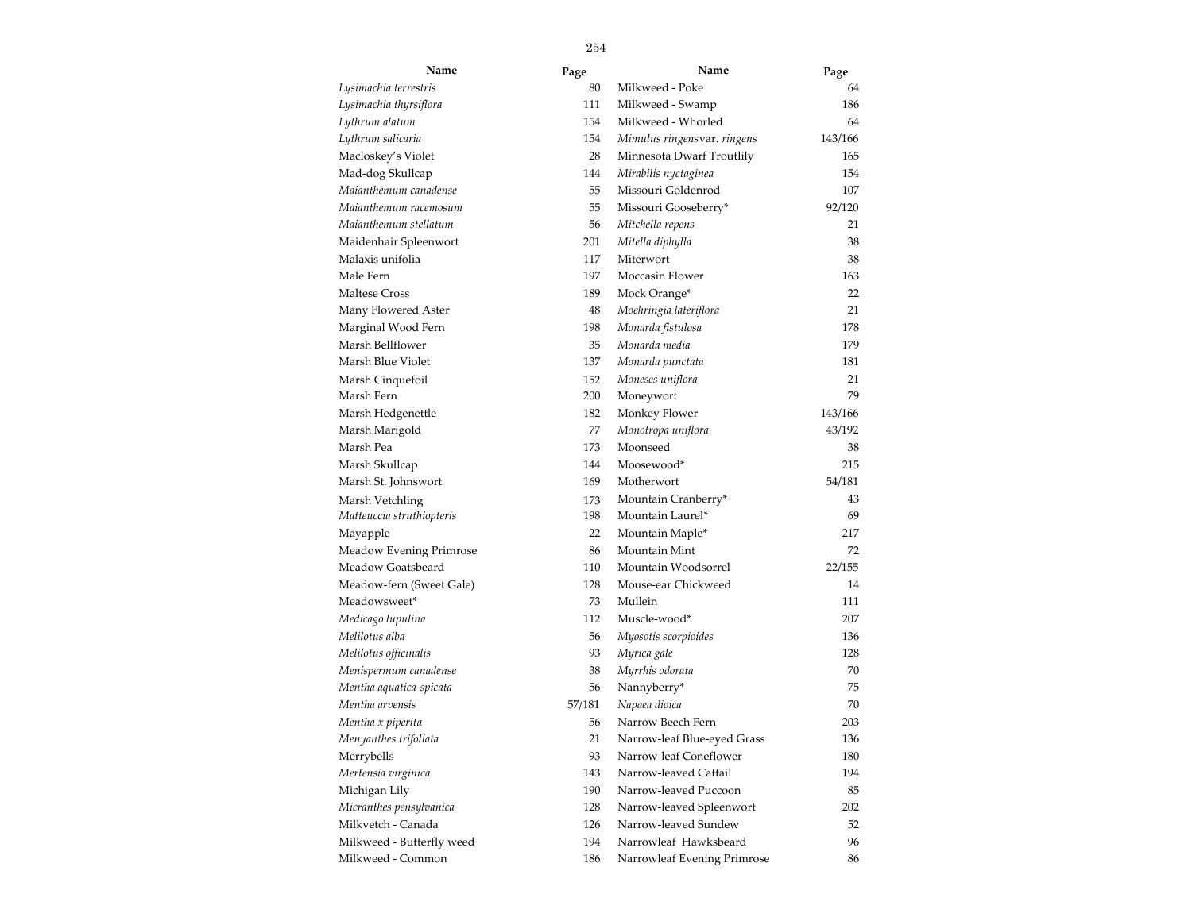| Name | Page | Name | Page |
|---|---|---|---|
| *Lysimachia terrestris* | 80 | Milkweed - Poke | 64 |
| *Lysimachia thyrsiflora* | 111 | Milkweed - Swamp | 186 |
| *Lythrum alatum* | 154 | Milkweed - Whorled | 64 |
| *Lythrum salicaria* | 154 | *Mimulus ringens*var. *ringens* | 143/166 |
| Macloskey's Violet | 28 | Minnesota Dwarf Troutlily | 165 |
| Mad-dog Skullcap | 144 | *Mirabilis nyctaginea* | 154 |
| *Maianthemum canadense* | 55 | Missouri Goldenrod | 107 |
| *Maianthemum racemosum* | 55 | Missouri Gooseberry* | 92/120 |
| *Maianthemum stellatum* | 56 | *Mitchella repens* | 21 |
| Maidenhair Spleenwort | 201 | *Mitella diphylla* | 38 |
| Malaxis unifolia | 117 | Miterwort | 38 |
| Male Fern | 197 | Moccasin Flower | 163 |
| Maltese Cross | 189 | Mock Orange* | 22 |
| Many Flowered Aster | 48 | *Moehringia lateriflora* | 21 |
| Marginal Wood Fern | 198 | *Monarda fistulosa* | 178 |
| Marsh Bellflower | 35 | *Monarda media* | 179 |
| Marsh Blue Violet | 137 | *Monarda punctata* | 181 |
| Marsh Cinquefoil | 152 | *Moneses uniflora* | 21 |
| Marsh Fern | 200 | Moneywort | 79 |
| Marsh Hedgenettle | 182 | Monkey Flower | 143/166 |
| Marsh Marigold | 77 | *Monotropa uniflora* | 43/192 |
| Marsh Pea | 173 | Moonseed | 38 |
| Marsh Skullcap | 144 | Moosewood* | 215 |
| Marsh St. Johnswort | 169 | Motherwort | 54/181 |
| Marsh Vetchling | 173 | Mountain Cranberry* | 43 |
| *Matteuccia struthiopteris* | 198 | Mountain Laurel* | 69 |
| Mayapple | 22 | Mountain Maple* | 217 |
| Meadow Evening Primrose | 86 | Mountain Mint | 72 |
| Meadow Goatsbeard | 110 | Mountain Woodsorrel | 22/155 |
| Meadow-fern (Sweet Gale) | 128 | Mouse-ear Chickweed | 14 |
| Meadowsweet* | 73 | Mullein | 111 |
| *Medicago lupulina* | 112 | Muscle-wood* | 207 |
| *Melilotus alba* | 56 | *Myosotis scorpioides* | 136 |
| *Melilotus officinalis* | 93 | *Myrica gale* | 128 |
| *Menispermum canadense* | 38 | *Myrrhis odorata* | 70 |
| *Mentha aquatica-spicata* | 56 | Nannyberry* | 75 |
| *Mentha arvensis* | 57/181 | *Napaea dioica* | 70 |
| *Mentha x piperita* | 56 | Narrow Beech Fern | 203 |
| *Menyanthes trifoliata* | 21 | Narrow-leaf Blue-eyed Grass | 136 |
| Merrybells | 93 | Narrow-leaf Coneflower | 180 |
| *Mertensia virginica* | 143 | Narrow-leaved Cattail | 194 |
| Michigan Lily | 190 | Narrow-leaved Puccoon | 85 |
| *Micranthes pensylvanica* | 128 | Narrow-leaved Spleenwort | 202 |
| Milkvetch - Canada | 126 | Narrow-leaved Sundew | 52 |
| Milkweed - Butterfly weed | 194 | Narrowleaf Hawksbeard | 96 |
| Milkweed - Common | 186 | Narrowleaf Evening Primrose | 86 |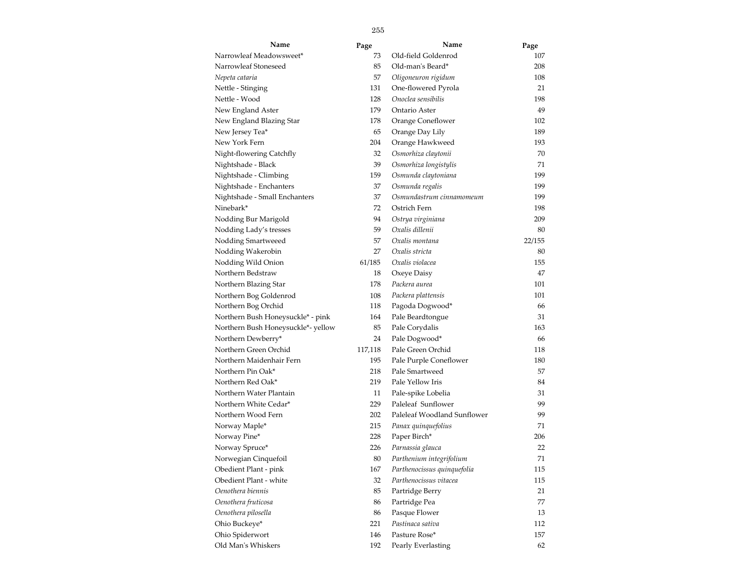| Name | Page |
|---|---|
| Narrowleaf Meadowsweet* | 73 |
| Narrowleaf Stoneseed | 85 |
| *Nepeta cataria* | 57 |
| Nettle - Stinging | 131 |
| Nettle - Wood | 128 |
| New England Aster | 179 |
| New England Blazing Star | 178 |
| New Jersey Tea* | 65 |
| New York Fern | 204 |
| Night-flowering Catchfly | 32 |
| Nightshade - Black | 39 |
| Nightshade - Climbing | 159 |
| Nightshade - Enchanters | 37 |
| Nightshade - Small Enchanters | 37 |
| Ninebark* | 72 |
| Nodding Bur Marigold | 94 |
| Nodding Lady's tresses | 59 |
| Nodding Smartweeed | 57 |
| Nodding Wakerobin | 27 |
| Nodding Wild Onion | 61/185 |
| Northern Bedstraw | 18 |
| Northern Blazing Star | 178 |
| Northern Bog Goldenrod | 108 |
| Northern Bog Orchid | 118 |
| Northern Bush Honeysuckle* - pink | 164 |
| Northern Bush Honeysuckle*- yellow | 85 |
| Northern Dewberry* | 24 |
| Northern Green Orchid | 117,118 |
| Northern Maidenhair Fern | 195 |
| Northern Pin Oak* | 218 |
| Northern Red Oak* | 219 |
| Northern Water Plantain | 11 |
| Northern White Cedar* | 229 |
| Northern Wood Fern | 202 |
| Norway Maple* | 215 |
| Norway Pine* | 228 |
| Norway Spruce* | 226 |
| Norwegian Cinquefoil | 80 |
| Obedient Plant - pink | 167 |
| Obedient Plant - white | 32 |
| *Oenothera biennis* | 85 |
| *Oenothera fruticosa* | 86 |
| *Oenothera pilosella* | 86 |
| Ohio Buckeye* | 221 |
| Ohio Spiderwort | 146 |
| Old Man's Whiskers | 192 |
| Old-field Goldenrod | 107 |
| Old-man's Beard* | 208 |
| *Oligoneuron rigidum* | 108 |
| One-flowered Pyrola | 21 |
| *Onoclea sensibilis* | 198 |
| Ontario Aster | 49 |
| Orange Coneflower | 102 |
| Orange Day Lily | 189 |
| Orange Hawkweed | 193 |
| *Osmorhiza claytonii* | 70 |
| *Osmorhiza longistylis* | 71 |
| *Osmunda claytoniana* | 199 |
| *Osmunda regalis* | 199 |
| *Osmundastrum cinnamomeum* | 199 |
| Ostrich Fern | 198 |
| *Ostrya virginiana* | 209 |
| *Oxalis dillenii* | 80 |
| *Oxalis montana* | 22/155 |
| *Oxalis stricta* | 80 |
| *Oxalis violacea* | 155 |
| Oxeye Daisy | 47 |
| *Packera aurea* | 101 |
| *Packera plattensis* | 101 |
| Pagoda Dogwood* | 66 |
| Pale Beardtongue | 31 |
| Pale Corydalis | 163 |
| Pale Dogwood* | 66 |
| Pale Green Orchid | 118 |
| Pale Purple Coneflower | 180 |
| Pale Smartweed | 57 |
| Pale Yellow Iris | 84 |
| Pale-spike Lobelia | 31 |
| Paleleaf Sunflower | 99 |
| Paleleaf Woodland Sunflower | 99 |
| *Panax quinquefolius* | 71 |
| Paper Birch* | 206 |
| *Parnassia glauca* | 22 |
| *Parthenium integrifolium* | 71 |
| *Parthenocissus quinquefolia* | 115 |
| *Parthenocissus vitacea* | 115 |
| Partridge Berry | 21 |
| Partridge Pea | 77 |
| Pasque Flower | 13 |
| *Pastinaca sativa* | 112 |
| Pasture Rose* | 157 |
| Pearly Everlasting | 62 |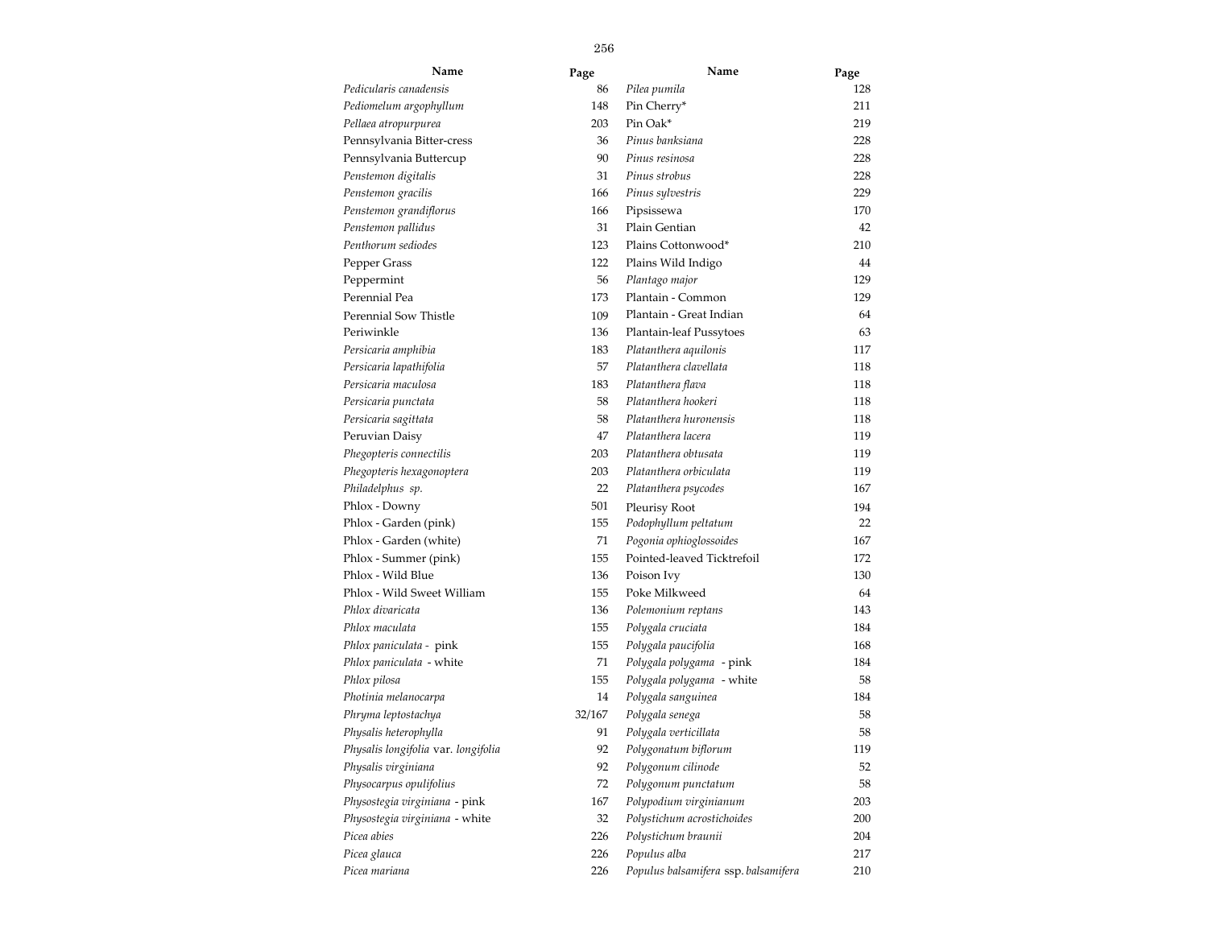| Name | Page |
|---|---|
| *Pedicularis canadensis* | 86 |
| *Pediomelum argophyllum* | 148 |
| *Pellaea atropurpurea* | 203 |
| Pennsylvania Bitter-cress | 36 |
| Pennsylvania Buttercup | 90 |
| *Penstemon digitalis* | 31 |
| *Penstemon gracilis* | 166 |
| *Penstemon grandiflorus* | 166 |
| *Penstemon pallidus* | 31 |
| *Penthorum sediodes* | 123 |
| Pepper Grass | 122 |
| Peppermint | 56 |
| Perennial Pea | 173 |
| Perennial Sow Thistle | 109 |
| Periwinkle | 136 |
| *Persicaria amphibia* | 183 |
| *Persicaria lapathifolia* | 57 |
| *Persicaria maculosa* | 183 |
| *Persicaria punctata* | 58 |
| *Persicaria sagittata* | 58 |
| Peruvian Daisy | 47 |
| *Phegopteris connectilis* | 203 |
| *Phegopteris hexagonoptera* | 203 |
| *Philadelphus sp.* | 22 |
| Phlox - Downy | 501 |
| Phlox - Garden (pink) | 155 |
| Phlox - Garden (white) | 71 |
| Phlox - Summer (pink) | 155 |
| Phlox - Wild Blue | 136 |
| Phlox - Wild Sweet William | 155 |
| *Phlox divaricata* | 136 |
| *Phlox maculata* | 155 |
| *Phlox paniculata* - pink | 155 |
| *Phlox paniculata* - white | 71 |
| *Phlox pilosa* | 155 |
| *Photinia melanocarpa* | 14 |
| *Phryma leptostachya* | 32/167 |
| *Physalis heterophylla* | 91 |
| *Physalis longifolia* var. *longifolia* | 92 |
| *Physalis virginiana* | 92 |
| *Physocarpus opulifolius* | 72 |
| *Physostegia virginiana* - pink | 167 |
| *Physostegia virginiana* - white | 32 |
| *Picea abies* | 226 |
| *Picea glauca* | 226 |
| *Picea mariana* | 226 |
| *Pilea pumila* | 128 |
| Pin Cherry* | 211 |
| Pin Oak* | 219 |
| *Pinus banksiana* | 228 |
| *Pinus resinosa* | 228 |
| *Pinus strobus* | 228 |
| *Pinus sylvestris* | 229 |
| Pipsissewa | 170 |
| Plain Gentian | 42 |
| Plains Cottonwood* | 210 |
| Plains Wild Indigo | 44 |
| *Plantago major* | 129 |
| Plantain - Common | 129 |
| Plantain - Great Indian | 64 |
| Plantain-leaf Pussytoes | 63 |
| *Platanthera aquilonis* | 117 |
| *Platanthera clavellata* | 118 |
| *Platanthera flava* | 118 |
| *Platanthera hookeri* | 118 |
| *Platanthera huronensis* | 118 |
| *Platanthera lacera* | 119 |
| *Platanthera obtusata* | 119 |
| *Platanthera orbiculata* | 119 |
| *Platanthera psycodes* | 167 |
| Pleurisy Root | 194 |
| *Podophyllum peltatum* | 22 |
| *Pogonia ophioglossoides* | 167 |
| Pointed-leaved Ticktrefoil | 172 |
| Poison Ivy | 130 |
| Poke Milkweed | 64 |
| *Polemonium reptans* | 143 |
| *Polygala cruciata* | 184 |
| *Polygala paucifolia* | 168 |
| *Polygala polygama* - pink | 184 |
| *Polygala polygama* - white | 58 |
| *Polygala sanguinea* | 184 |
| *Polygala senega* | 58 |
| *Polygala verticillata* | 58 |
| *Polygonatum biflorum* | 119 |
| *Polygonum cilinode* | 52 |
| *Polygonum punctatum* | 58 |
| *Polypodium virginianum* | 203 |
| *Polystichum acrostichoides* | 200 |
| *Polystichum braunii* | 204 |
| *Populus alba* | 217 |
| *Populus balsamifera* ssp. *balsamifera* | 210 |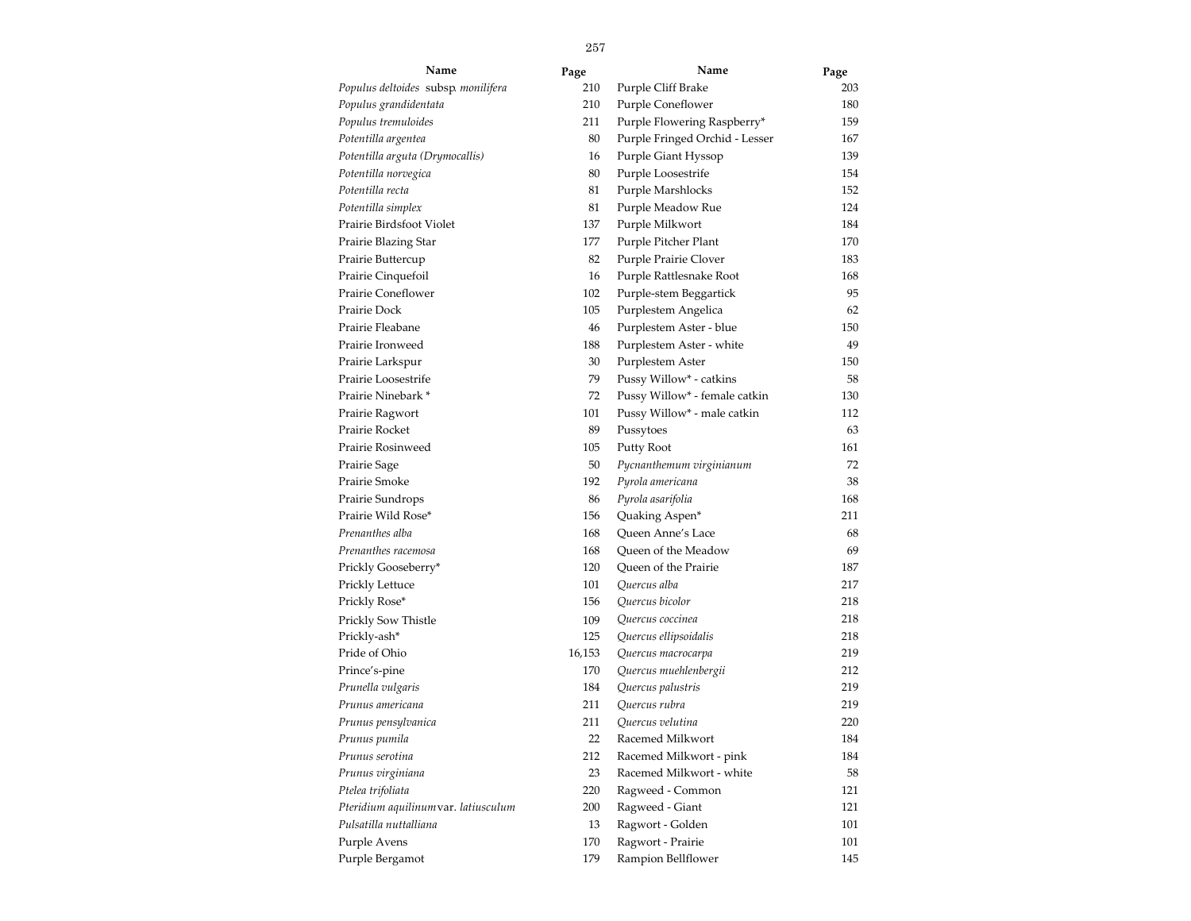| Name | Page | Name | Page |
| --- | --- | --- | --- |
| *Populus deltoides* subsp. *monilifera* | 210 | Purple Cliff Brake | 203 |
| *Populus grandidentata* | 210 | Purple Coneflower | 180 |
| *Populus tremuloides* | 211 | Purple Flowering Raspberry* | 159 |
| *Potentilla argentea* | 80 | Purple Fringed Orchid - Lesser | 167 |
| *Potentilla arguta (Drymocallis)* | 16 | Purple Giant Hyssop | 139 |
| *Potentilla norvegica* | 80 | Purple Loosestrife | 154 |
| *Potentilla recta* | 81 | Purple Marshlocks | 152 |
| *Potentilla simplex* | 81 | Purple Meadow Rue | 124 |
| Prairie Birdsfoot Violet | 137 | Purple Milkwort | 184 |
| Prairie Blazing Star | 177 | Purple Pitcher Plant | 170 |
| Prairie Buttercup | 82 | Purple Prairie Clover | 183 |
| Prairie Cinquefoil | 16 | Purple Rattlesnake Root | 168 |
| Prairie Coneflower | 102 | Purple-stem Beggartick | 95 |
| Prairie Dock | 105 | Purplestem Angelica | 62 |
| Prairie Fleabane | 46 | Purplestem Aster - blue | 150 |
| Prairie Ironweed | 188 | Purplestem Aster - white | 49 |
| Prairie Larkspur | 30 | Purplestem Aster | 150 |
| Prairie Loosestrife | 79 | Pussy Willow* - catkins | 58 |
| Prairie Ninebark * | 72 | Pussy Willow* - female catkin | 130 |
| Prairie Ragwort | 101 | Pussy Willow* - male catkin | 112 |
| Prairie Rocket | 89 | Pussytoes | 63 |
| Prairie Rosinweed | 105 | Putty Root | 161 |
| Prairie Sage | 50 | *Pycnanthemum virginianum* | 72 |
| Prairie Smoke | 192 | *Pyrola americana* | 38 |
| Prairie Sundrops | 86 | *Pyrola asarifolia* | 168 |
| Prairie Wild Rose* | 156 | Quaking Aspen* | 211 |
| *Prenanthes alba* | 168 | Queen Anne's Lace | 68 |
| *Prenanthes racemosa* | 168 | Queen of the Meadow | 69 |
| Prickly Gooseberry* | 120 | Queen of the Prairie | 187 |
| Prickly Lettuce | 101 | *Quercus alba* | 217 |
| Prickly Rose* | 156 | *Quercus bicolor* | 218 |
| Prickly Sow Thistle | 109 | *Quercus coccinea* | 218 |
| Prickly-ash* | 125 | *Quercus ellipsoidalis* | 218 |
| Pride of Ohio | 16,153 | *Quercus macrocarpa* | 219 |
| Prince's-pine | 170 | *Quercus muehlenbergii* | 212 |
| *Prunella vulgaris* | 184 | *Quercus palustris* | 219 |
| *Prunus americana* | 211 | *Quercus rubra* | 219 |
| *Prunus pensylvanica* | 211 | *Quercus velutina* | 220 |
| *Prunus pumila* | 22 | Racemed Milkwort | 184 |
| *Prunus serotina* | 212 | Racemed Milkwort - pink | 184 |
| *Prunus virginiana* | 23 | Racemed Milkwort - white | 58 |
| *Ptelea trifoliata* | 220 | Ragweed - Common | 121 |
| *Pteridium aquilinum* var. *latiusculum* | 200 | Ragweed - Giant | 121 |
| *Pulsatilla nuttalliana* | 13 | Ragwort - Golden | 101 |
| Purple Avens | 170 | Ragwort - Prairie | 101 |
| Purple Bergamot | 179 | Rampion Bellflower | 145 |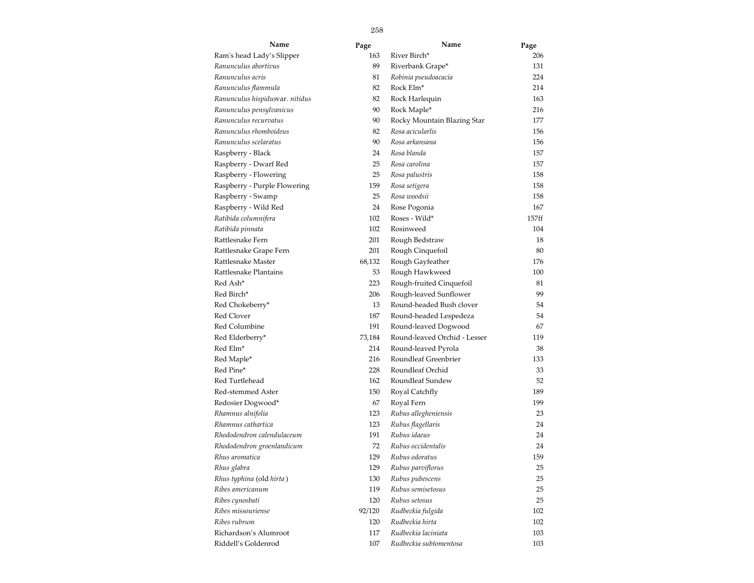| Name | Page |
|---|---|
| Ram's head Lady's Slipper | 163 |
| *Ranunculus abortivus* | 89 |
| *Ranunculus acris* | 81 |
| *Ranunculus flammula* | 82 |
| *Ranunculus hispidus*var. *nitidus* | 82 |
| *Ranunculus pensylvanicus* | 90 |
| *Ranunculus recurvatus* | 90 |
| *Ranunculus rhomboideus* | 82 |
| *Ranunculus scelaratus* | 90 |
| Raspberry - Black | 24 |
| Raspberry - Dwarf Red | 25 |
| Raspberry - Flowering | 25 |
| Raspberry - Purple Flowering | 159 |
| Raspberry - Swamp | 25 |
| Raspberry - Wild Red | 24 |
| *Ratibida columnifera* | 102 |
| *Ratibida pinnata* | 102 |
| Rattlesnake Fern | 201 |
| Rattlesnake Grape Fern | 201 |
| Rattlesnake Master | 68,132 |
| Rattlesnake Plantains | 53 |
| Red Ash* | 223 |
| Red Birch* | 206 |
| Red Chokeberry* | 13 |
| Red Clover | 187 |
| Red Columbine | 191 |
| Red Elderberry* | 73,184 |
| Red Elm* | 214 |
| Red Maple* | 216 |
| Red Pine* | 228 |
| Red Turtlehead | 162 |
| Red-stemmed Aster | 150 |
| Redosier Dogwood* | 67 |
| *Rhamnus alnifolia* | 123 |
| *Rhamnus cathartica* | 123 |
| *Rhododendron calendulaceum* | 191 |
| *Rhododendron groenlandicum* | 72 |
| *Rhus aromatica* | 129 |
| *Rhus glabra* | 129 |
| *Rhus typhina* (old *hirta* ) | 130 |
| *Ribes americanum* | 119 |
| *Ribes cynosbati* | 120 |
| *Ribes missouriense* | 92/120 |
| *Ribes rubrum* | 120 |
| Richardson's Alumroot | 117 |
| Riddell's Goldenrod | 107 |
| River Birch* | 206 |
| Riverbank Grape* | 131 |
| *Robinia pseudoacacia* | 224 |
| Rock Elm* | 214 |
| Rock Harlequin | 163 |
| Rock Maple* | 216 |
| Rocky Mountain Blazing Star | 177 |
| *Rosa acicularlis* | 156 |
| *Rosa arkansana* | 156 |
| *Rosa blanda* | 157 |
| *Rosa carolina* | 157 |
| *Rosa palustris* | 158 |
| *Rosa setigera* | 158 |
| *Rosa woodsii* | 158 |
| Rose Pogonia | 167 |
| Roses - Wild* | 157ff |
| Rosinweed | 104 |
| Rough Bedstraw | 18 |
| Rough Cinquefoil | 80 |
| Rough Gayfeather | 176 |
| Rough Hawkweed | 100 |
| Rough-fruited Cinquefoil | 81 |
| Rough-leaved Sunflower | 99 |
| Round-headed Bush clover | 54 |
| Round-headed Lespedeza | 54 |
| Round-leaved Dogwood | 67 |
| Round-leaved Orchid - Lesser | 119 |
| Round-leaved Pyrola | 38 |
| Roundleaf Greenbrier | 133 |
| Roundleaf Orchid | 33 |
| Roundleaf Sundew | 52 |
| Royal Catchfly | 189 |
| Royal Fern | 199 |
| *Rubus allegheniensis* | 23 |
| *Rubus flagellaris* | 24 |
| *Rubus idaeus* | 24 |
| *Rubus occidentalis* | 24 |
| *Rubus odoratus* | 159 |
| *Rubus parviflorus* | 25 |
| *Rubus pubescens* | 25 |
| *Rubus semisetosus* | 25 |
| *Rubus setosus* | 25 |
| *Rudbeckia fulgida* | 102 |
| *Rudbeckia hirta* | 102 |
| *Rudbeckia laciniata* | 103 |
| *Rudbeckia subtomentosa* | 103 |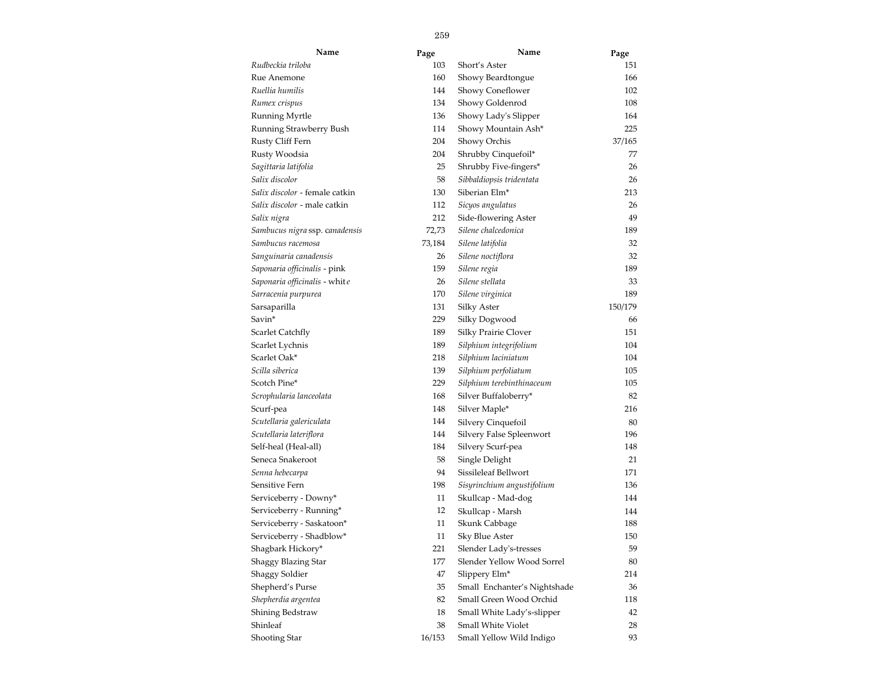| Name | Page |
|---|---|
| *Rudbeckia triloba* | 103 |
| Rue Anemone | 160 |
| *Ruellia humilis* | 144 |
| *Rumex crispus* | 134 |
| Running Myrtle | 136 |
| Running Strawberry Bush | 114 |
| Rusty Cliff Fern | 204 |
| Rusty Woodsia | 204 |
| *Sagittaria latifolia* | 25 |
| *Salix discolor* | 58 |
| *Salix discolor* - female catkin | 130 |
| *Salix discolor* - male catkin | 112 |
| *Salix nigra* | 212 |
| *Sambucus nigra* ssp. *canadensis* | 72,73 |
| *Sambucus racemosa* | 73,184 |
| *Sanguinaria canadensis* | 26 |
| *Saponaria officinalis* - pink | 159 |
| *Saponaria officinalis* - white | 26 |
| *Sarracenia purpurea* | 170 |
| Sarsaparilla | 131 |
| Savin* | 229 |
| Scarlet Catchfly | 189 |
| Scarlet Lychnis | 189 |
| Scarlet Oak* | 218 |
| *Scilla siberica* | 139 |
| Scotch Pine* | 229 |
| *Scrophularia lanceolata* | 168 |
| Scurf-pea | 148 |
| *Scutellaria galericulata* | 144 |
| *Scutellaria lateriflora* | 144 |
| Self-heal (Heal-all) | 184 |
| Seneca Snakeroot | 58 |
| *Senna hebecarpa* | 94 |
| Sensitive Fern | 198 |
| Serviceberry - Downy* | 11 |
| Serviceberry - Running* | 12 |
| Serviceberry - Saskatoon* | 11 |
| Serviceberry - Shadblow* | 11 |
| Shagbark Hickory* | 221 |
| Shaggy Blazing Star | 177 |
| Shaggy Soldier | 47 |
| Shepherd's Purse | 35 |
| *Shepherdia argentea* | 82 |
| Shining Bedstraw | 18 |
| Shinleaf | 38 |
| Shooting Star | 16/153 |
| Short's Aster | 151 |
| Showy Beardtongue | 166 |
| Showy Coneflower | 102 |
| Showy Goldenrod | 108 |
| Showy Lady's Slipper | 164 |
| Showy Mountain Ash* | 225 |
| Showy Orchis | 37/165 |
| Shrubby Cinquefoil* | 77 |
| Shrubby Five-fingers* | 26 |
| *Sibbaldiopsis tridentata* | 26 |
| Siberian Elm* | 213 |
| *Sicyos angulatus* | 26 |
| Side-flowering Aster | 49 |
| *Silene chalcedonica* | 189 |
| *Silene latifolia* | 32 |
| *Silene noctiflora* | 32 |
| *Silene regia* | 189 |
| *Silene stellata* | 33 |
| *Silene virginica* | 189 |
| Silky Aster | 150/179 |
| Silky Dogwood | 66 |
| Silky Prairie Clover | 151 |
| *Silphium integrifolium* | 104 |
| *Silphium laciniatum* | 104 |
| *Silphium perfoliatum* | 105 |
| *Silphium terebinthinaceum* | 105 |
| Silver Buffaloberry* | 82 |
| Silver Maple* | 216 |
| Silvery Cinquefoil | 80 |
| Silvery False Spleenwort | 196 |
| Silvery Scurf-pea | 148 |
| Single Delight | 21 |
| Sissileleaf Bellwort | 171 |
| *Sisyrinchium angustifolium* | 136 |
| Skullcap - Mad-dog | 144 |
| Skullcap - Marsh | 144 |
| Skunk Cabbage | 188 |
| Sky Blue Aster | 150 |
| Slender Lady's-tresses | 59 |
| Slender Yellow Wood Sorrel | 80 |
| Slippery Elm* | 214 |
| Small Enchanter's Nightshade | 36 |
| Small Green Wood Orchid | 118 |
| Small White Lady's-slipper | 42 |
| Small White Violet | 28 |
| Small Yellow Wild Indigo | 93 |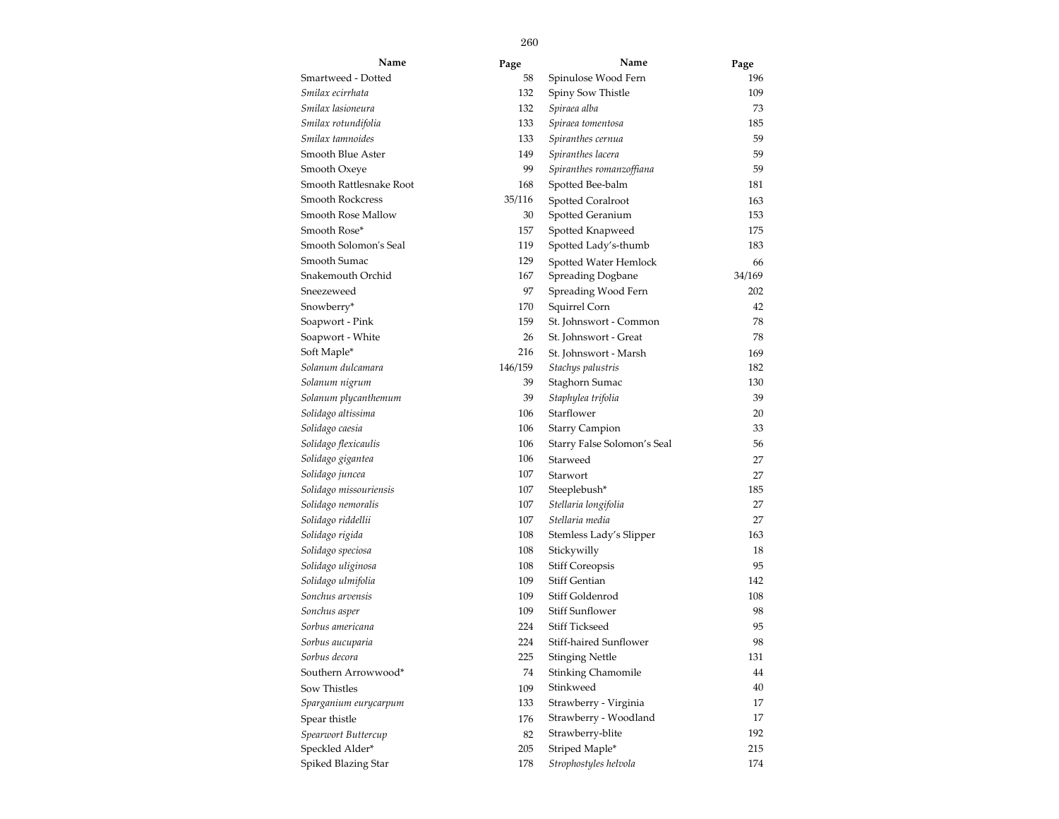| Name | Page | Name | Page |
| --- | --- | --- | --- |
| Smartweed - Dotted | 58 | Spinulose Wood Fern | 196 |
| *Smilax ecirrhata* | 132 | Spiny Sow Thistle | 109 |
| *Smilax lasioneura* | 132 | *Spiraea alba* | 73 |
| *Smilax rotundifolia* | 133 | *Spiraea tomentosa* | 185 |
| *Smilax tamnoides* | 133 | *Spiranthes cernua* | 59 |
| Smooth Blue Aster | 149 | *Spiranthes lacera* | 59 |
| Smooth Oxeye | 99 | *Spiranthes romanzoffiana* | 59 |
| Smooth Rattlesnake Root | 168 | Spotted Bee-balm | 181 |
| Smooth Rockcress | 35/116 | Spotted Coralroot | 163 |
| Smooth Rose Mallow | 30 | Spotted Geranium | 153 |
| Smooth Rose* | 157 | Spotted Knapweed | 175 |
| Smooth Solomon's Seal | 119 | Spotted Lady's-thumb | 183 |
| Smooth Sumac | 129 | Spotted Water Hemlock | 66 |
| Snakemouth Orchid | 167 | Spreading Dogbane | 34/169 |
| Sneezeweed | 97 | Spreading Wood Fern | 202 |
| Snowberry* | 170 | Squirrel Corn | 42 |
| Soapwort - Pink | 159 | St. Johnswort - Common | 78 |
| Soapwort - White | 26 | St. Johnswort - Great | 78 |
| Soft Maple* | 216 | St. Johnswort - Marsh | 169 |
| *Solanum dulcamara* | 146/159 | *Stachys palustris* | 182 |
| *Solanum nigrum* | 39 | Staghorn Sumac | 130 |
| *Solanum plycanthemum* | 39 | *Staphylea trifolia* | 39 |
| *Solidago altissima* | 106 | Starflower | 20 |
| *Solidago caesia* | 106 | Starry Campion | 33 |
| *Solidago flexicaulis* | 106 | Starry False Solomon's Seal | 56 |
| *Solidago gigantea* | 106 | Starweed | 27 |
| *Solidago juncea* | 107 | Starwort | 27 |
| *Solidago missouriensis* | 107 | Steeplebush* | 185 |
| *Solidago nemoralis* | 107 | *Stellaria longifolia* | 27 |
| *Solidago riddellii* | 107 | *Stellaria media* | 27 |
| *Solidago rigida* | 108 | Stemless Lady's Slipper | 163 |
| *Solidago speciosa* | 108 | Stickywilly | 18 |
| *Solidago uliginosa* | 108 | Stiff Coreopsis | 95 |
| *Solidago ulmifolia* | 109 | Stiff Gentian | 142 |
| *Sonchus arvensis* | 109 | Stiff Goldenrod | 108 |
| *Sonchus asper* | 109 | Stiff Sunflower | 98 |
| *Sorbus americana* | 224 | Stiff Tickseed | 95 |
| *Sorbus aucuparia* | 224 | Stiff-haired Sunflower | 98 |
| *Sorbus decora* | 225 | Stinging Nettle | 131 |
| Southern Arrowwood* | 74 | Stinking Chamomile | 44 |
| Sow Thistles | 109 | Stinkweed | 40 |
| *Sparganium eurycarpum* | 133 | Strawberry - Virginia | 17 |
| Spear thistle | 176 | Strawberry - Woodland | 17 |
| *Spearwort Buttercup* | 82 | Strawberry-blite | 192 |
| Speckled Alder* | 205 | Striped Maple* | 215 |
| Spiked Blazing Star | 178 | *Strophostyles helvola* | 174 |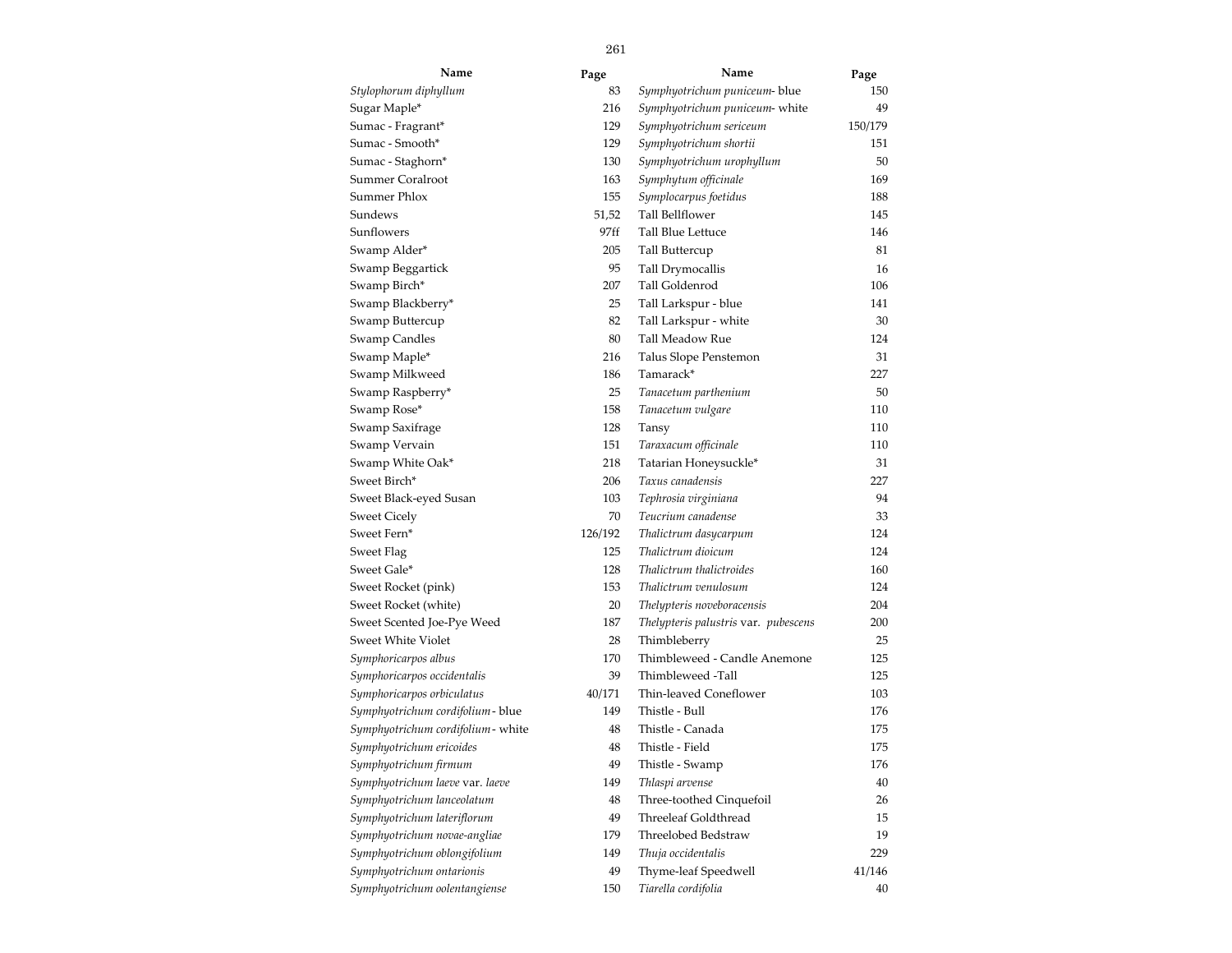| Name | Page |
|---|---|
| *Stylophorum diphyllum* | 83 |
| Sugar Maple* | 216 |
| Sumac - Fragrant* | 129 |
| Sumac - Smooth* | 129 |
| Sumac - Staghorn* | 130 |
| Summer Coralroot | 163 |
| Summer Phlox | 155 |
| Sundews | 51,52 |
| Sunflowers | 97ff |
| Swamp Alder* | 205 |
| Swamp Beggartick | 95 |
| Swamp Birch* | 207 |
| Swamp Blackberry* | 25 |
| Swamp Buttercup | 82 |
| Swamp Candles | 80 |
| Swamp Maple* | 216 |
| Swamp Milkweed | 186 |
| Swamp Raspberry* | 25 |
| Swamp Rose* | 158 |
| Swamp Saxifrage | 128 |
| Swamp Vervain | 151 |
| Swamp White Oak* | 218 |
| Sweet Birch* | 206 |
| Sweet Black-eyed Susan | 103 |
| Sweet Cicely | 70 |
| Sweet Fern* | 126/192 |
| Sweet Flag | 125 |
| Sweet Gale* | 128 |
| Sweet Rocket (pink) | 153 |
| Sweet Rocket (white) | 20 |
| Sweet Scented Joe-Pye Weed | 187 |
| Sweet White Violet | 28 |
| *Symphoricarpos albus* | 170 |
| *Symphoricarpos occidentalis* | 39 |
| *Symphoricarpos orbiculatus* | 40/171 |
| *Symphyotrichum cordifolium* - blue | 149 |
| *Symphyotrichum cordifolium* - white | 48 |
| *Symphyotrichum ericoides* | 48 |
| *Symphyotrichum firmum* | 49 |
| *Symphyotrichum laeve* var. *laeve* | 149 |
| *Symphyotrichum lanceolatum* | 48 |
| *Symphyotrichum lateriflorum* | 49 |
| *Symphyotrichum novae-angliae* | 179 |
| *Symphyotrichum oblongifolium* | 149 |
| *Symphyotrichum ontarionis* | 49 |
| *Symphyotrichum oolentangiense* | 150 |
| *Symphyotrichum puniceum*- blue | 150 |
| *Symphyotrichum puniceum*- white | 49 |
| *Symphyotrichum sericeum* | 150/179 |
| *Symphyotrichum shortii* | 151 |
| *Symphyotrichum urophyllum* | 50 |
| *Symphytum officinale* | 169 |
| *Symplocarpus foetidus* | 188 |
| Tall Bellflower | 145 |
| Tall Blue Lettuce | 146 |
| Tall Buttercup | 81 |
| Tall Drymocallis | 16 |
| Tall Goldenrod | 106 |
| Tall Larkspur - blue | 141 |
| Tall Larkspur - white | 30 |
| Tall Meadow Rue | 124 |
| Talus Slope Penstemon | 31 |
| Tamarack* | 227 |
| *Tanacetum parthenium* | 50 |
| *Tanacetum vulgare* | 110 |
| Tansy | 110 |
| *Taraxacum officinale* | 110 |
| Tatarian Honeysuckle* | 31 |
| *Taxus canadensis* | 227 |
| *Tephrosia virginiana* | 94 |
| *Teucrium canadense* | 33 |
| *Thalictrum dasycarpum* | 124 |
| *Thalictrum dioicum* | 124 |
| *Thalictrum thalictroides* | 160 |
| *Thalictrum venulosum* | 124 |
| *Thelypteris noveboracensis* | 204 |
| *Thelypteris palustris* var. *pubescens* | 200 |
| Thimbleberry | 25 |
| Thimbleweed - Candle Anemone | 125 |
| Thimbleweed -Tall | 125 |
| Thin-leaved Coneflower | 103 |
| Thistle - Bull | 176 |
| Thistle - Canada | 175 |
| Thistle - Field | 175 |
| Thistle - Swamp | 176 |
| *Thlaspi arvense* | 40 |
| Three-toothed Cinquefoil | 26 |
| Threeleaf Goldthread | 15 |
| Threelobed Bedstraw | 19 |
| *Thuja occidentalis* | 229 |
| Thyme-leaf Speedwell | 41/146 |
| *Tiarella cordifolia* | 40 |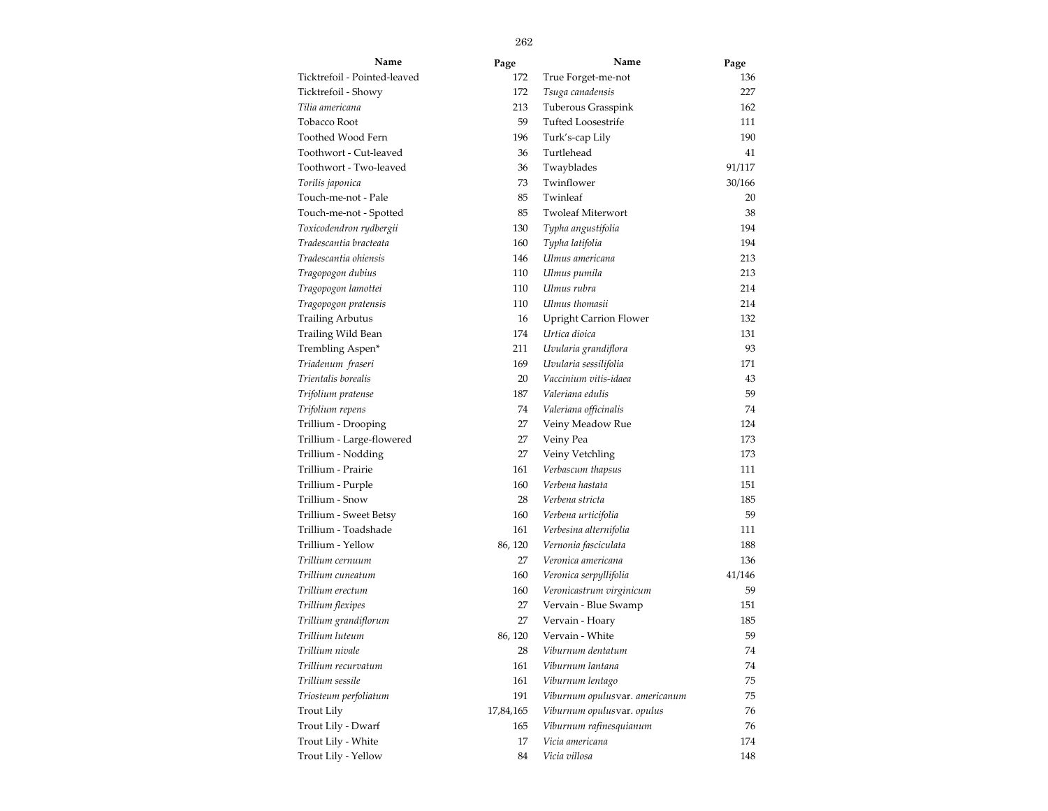| Name | Page | Name | Page |
|---|---|---|---|
| Ticktrefoil - Pointed-leaved | 172 | True Forget-me-not | 136 |
| Ticktrefoil - Showy | 172 | *Tsuga canadensis* | 227 |
| *Tilia americana* | 213 | Tuberous Grasspink | 162 |
| Tobacco Root | 59 | Tufted Loosestrife | 111 |
| Toothed Wood Fern | 196 | Turk's-cap Lily | 190 |
| Toothwort - Cut-leaved | 36 | Turtlehead | 41 |
| Toothwort - Two-leaved | 36 | Twayblades | 91/117 |
| *Torilis japonica* | 73 | Twinflower | 30/166 |
| Touch-me-not - Pale | 85 | Twinleaf | 20 |
| Touch-me-not - Spotted | 85 | Twoleaf Miterwort | 38 |
| *Toxicodendron rydbergii* | 130 | *Typha angustifolia* | 194 |
| *Tradescantia bracteata* | 160 | *Typha latifolia* | 194 |
| *Tradescantia ohiensis* | 146 | *Ulmus americana* | 213 |
| *Tragopogon dubius* | 110 | *Ulmus pumila* | 213 |
| *Tragopogon lamottei* | 110 | *Ulmus rubra* | 214 |
| *Tragopogon pratensis* | 110 | *Ulmus thomasii* | 214 |
| Trailing Arbutus | 16 | Upright Carrion Flower | 132 |
| Trailing Wild Bean | 174 | *Urtica dioica* | 131 |
| Trembling Aspen* | 211 | *Uvularia grandiflora* | 93 |
| *Triadenum fraseri* | 169 | *Uvularia sessilifolia* | 171 |
| *Trientalis borealis* | 20 | *Vaccinium vitis-idaea* | 43 |
| *Trifolium pratense* | 187 | *Valeriana edulis* | 59 |
| *Trifolium repens* | 74 | *Valeriana officinalis* | 74 |
| Trillium - Drooping | 27 | Veiny Meadow Rue | 124 |
| Trillium - Large-flowered | 27 | Veiny Pea | 173 |
| Trillium - Nodding | 27 | Veiny Vetchling | 173 |
| Trillium - Prairie | 161 | *Verbascum thapsus* | 111 |
| Trillium - Purple | 160 | *Verbena hastata* | 151 |
| Trillium - Snow | 28 | *Verbena stricta* | 185 |
| Trillium - Sweet Betsy | 160 | *Verbena urticifolia* | 59 |
| Trillium - Toadshade | 161 | *Verbesina alternifolia* | 111 |
| Trillium - Yellow | 86, 120 | *Vernonia fasciculata* | 188 |
| *Trillium cernuum* | 27 | *Veronica americana* | 136 |
| *Trillium cuneatum* | 160 | *Veronica serpyllifolia* | 41/146 |
| *Trillium erectum* | 160 | *Veronicastrum virginicum* | 59 |
| *Trillium flexipes* | 27 | Vervain - Blue Swamp | 151 |
| *Trillium grandiflorum* | 27 | Vervain - Hoary | 185 |
| *Trillium luteum* | 86, 120 | Vervain - White | 59 |
| *Trillium nivale* | 28 | *Viburnum dentatum* | 74 |
| *Trillium recurvatum* | 161 | *Viburnum lantana* | 74 |
| *Trillium sessile* | 161 | *Viburnum lentago* | 75 |
| *Triosteum perfoliatum* | 191 | *Viburnum opulus* var. *americanum* | 75 |
| Trout Lily | 17,84,165 | *Viburnum opulus* var. *opulus* | 76 |
| Trout Lily - Dwarf | 165 | *Viburnum rafinesquianum* | 76 |
| Trout Lily - White | 17 | *Vicia americana* | 174 |
| Trout Lily - Yellow | 84 | *Vicia villosa* | 148 |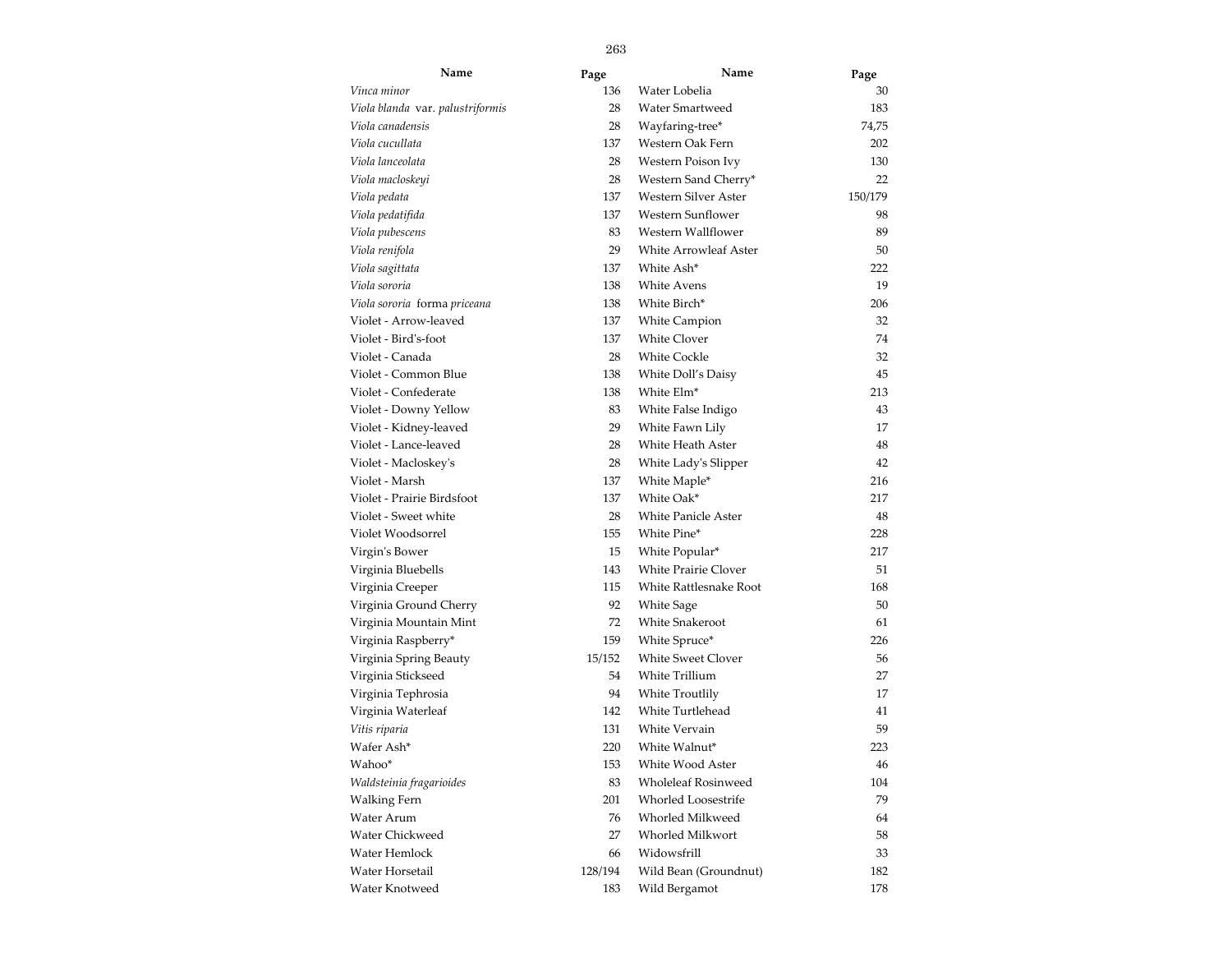| Name | Page |
|---|---|
| *Vinca minor* | 136 |
| *Viola blanda* var. *palustriformis* | 28 |
| *Viola canadensis* | 28 |
| *Viola cucullata* | 137 |
| *Viola lanceolata* | 28 |
| *Viola macloskeyi* | 28 |
| *Viola pedata* | 137 |
| *Viola pedatifida* | 137 |
| *Viola pubescens* | 83 |
| *Viola renifola* | 29 |
| *Viola sagittata* | 137 |
| *Viola sororia* | 138 |
| *Viola sororia* forma *priceana* | 138 |
| Violet - Arrow-leaved | 137 |
| Violet - Bird's-foot | 137 |
| Violet - Canada | 28 |
| Violet - Common Blue | 138 |
| Violet - Confederate | 138 |
| Violet - Downy Yellow | 83 |
| Violet - Kidney-leaved | 29 |
| Violet - Lance-leaved | 28 |
| Violet - Macloskey's | 28 |
| Violet - Marsh | 137 |
| Violet - Prairie Birdsfoot | 137 |
| Violet - Sweet white | 28 |
| Violet Woodsorrel | 155 |
| Virgin's Bower | 15 |
| Virginia Bluebells | 143 |
| Virginia Creeper | 115 |
| Virginia Ground Cherry | 92 |
| Virginia Mountain Mint | 72 |
| Virginia Raspberry* | 159 |
| Virginia Spring Beauty | 15/152 |
| Virginia Stickseed | 54 |
| Virginia Tephrosia | 94 |
| Virginia Waterleaf | 142 |
| *Vitis riparia* | 131 |
| Wafer Ash* | 220 |
| Wahoo* | 153 |
| *Waldsteinia fragarioides* | 83 |
| Walking Fern | 201 |
| Water Arum | 76 |
| Water Chickweed | 27 |
| Water Hemlock | 66 |
| Water Horsetail | 128/194 |
| Water Knotweed | 183 |
| Water Lobelia | 30 |
| Water Smartweed | 183 |
| Wayfaring-tree* | 74,75 |
| Western Oak Fern | 202 |
| Western Poison Ivy | 130 |
| Western Sand Cherry* | 22 |
| Western Silver Aster | 150/179 |
| Western Sunflower | 98 |
| Western Wallflower | 89 |
| White Arrowleaf Aster | 50 |
| White Ash* | 222 |
| White Avens | 19 |
| White Birch* | 206 |
| White Campion | 32 |
| White Clover | 74 |
| White Cockle | 32 |
| White Doll's Daisy | 45 |
| White Elm* | 213 |
| White False Indigo | 43 |
| White Fawn Lily | 17 |
| White Heath Aster | 48 |
| White Lady's Slipper | 42 |
| White Maple* | 216 |
| White Oak* | 217 |
| White Panicle Aster | 48 |
| White Pine* | 228 |
| White Popular* | 217 |
| White Prairie Clover | 51 |
| White Rattlesnake Root | 168 |
| White Sage | 50 |
| White Snakeroot | 61 |
| White Spruce* | 226 |
| White Sweet Clover | 56 |
| White Trillium | 27 |
| White Troutlily | 17 |
| White Turtlehead | 41 |
| White Vervain | 59 |
| White Walnut* | 223 |
| White Wood Aster | 46 |
| Wholeleaf Rosinweed | 104 |
| Whorled Loosestrife | 79 |
| Whorled Milkweed | 64 |
| Whorled Milkwort | 58 |
| Widowsfrill | 33 |
| Wild Bean (Groundnut) | 182 |
| Wild Bergamot | 178 |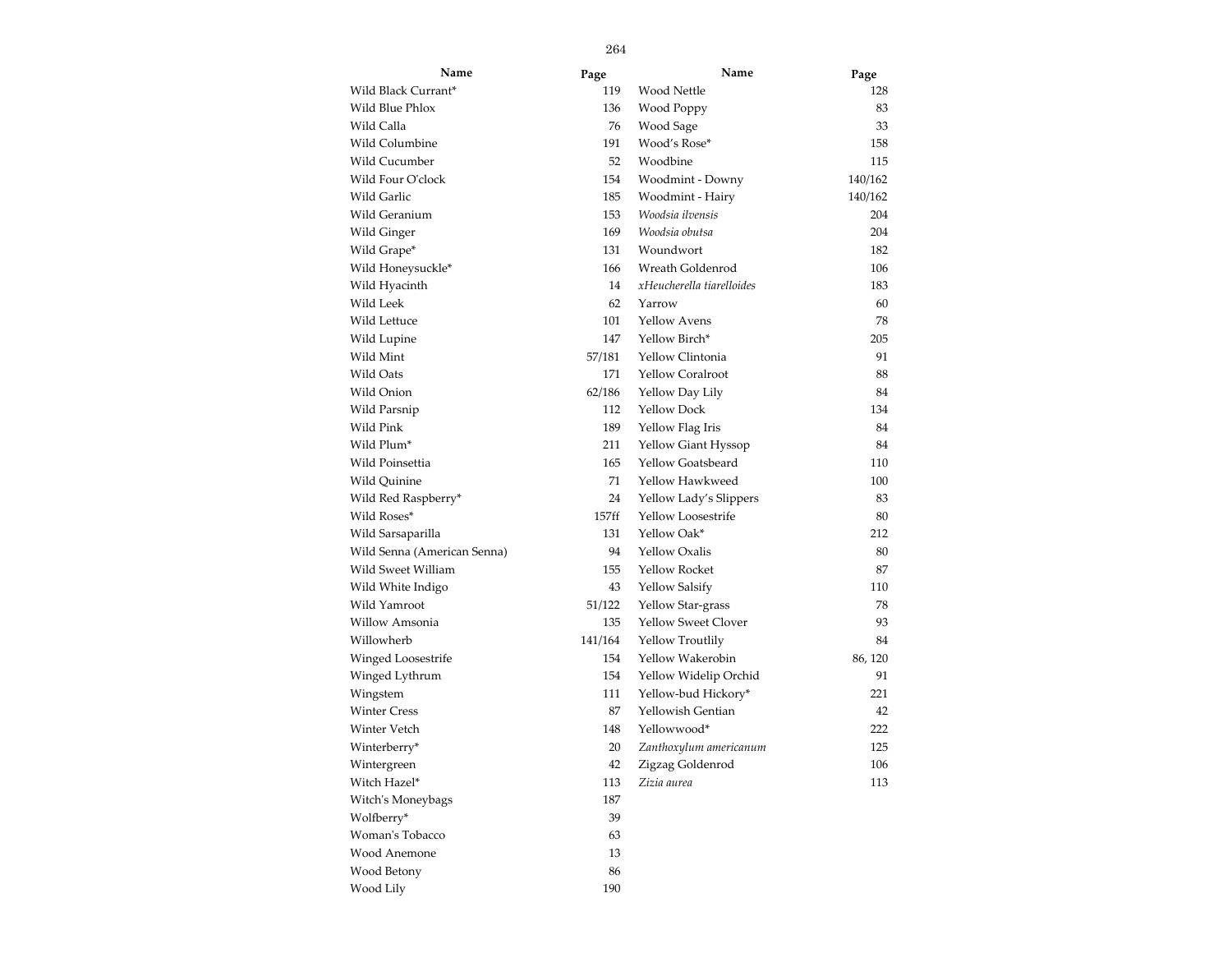| Name | Page |
|---|---|
| Wild Black Currant* | 119 |
| Wild Blue Phlox | 136 |
| Wild Calla | 76 |
| Wild Columbine | 191 |
| Wild Cucumber | 52 |
| Wild Four O'clock | 154 |
| Wild Garlic | 185 |
| Wild Geranium | 153 |
| Wild Ginger | 169 |
| Wild Grape* | 131 |
| Wild Honeysuckle* | 166 |
| Wild Hyacinth | 14 |
| Wild Leek | 62 |
| Wild Lettuce | 101 |
| Wild Lupine | 147 |
| Wild Mint | 57/181 |
| Wild Oats | 171 |
| Wild Onion | 62/186 |
| Wild Parsnip | 112 |
| Wild Pink | 189 |
| Wild Plum* | 211 |
| Wild Poinsettia | 165 |
| Wild Quinine | 71 |
| Wild Red Raspberry* | 24 |
| Wild Roses* | 157ff |
| Wild Sarsaparilla | 131 |
| Wild Senna (American Senna) | 94 |
| Wild Sweet William | 155 |
| Wild White Indigo | 43 |
| Wild Yamroot | 51/122 |
| Willow Amsonia | 135 |
| Willowherb | 141/164 |
| Winged Loosestrife | 154 |
| Winged Lythrum | 154 |
| Wingstem | 111 |
| Winter Cress | 87 |
| Winter Vetch | 148 |
| Winterberry* | 20 |
| Wintergreen | 42 |
| Witch Hazel* | 113 |
| Witch's Moneybags | 187 |
| Wolfberry* | 39 |
| Woman's Tobacco | 63 |
| Wood Anemone | 13 |
| Wood Betony | 86 |
| Wood Lily | 190 |
| Wood Nettle | 128 |
| Wood Poppy | 83 |
| Wood Sage | 33 |
| Wood's Rose* | 158 |
| Woodbine | 115 |
| Woodmint - Downy | 140/162 |
| Woodmint - Hairy | 140/162 |
| *Woodsia ilvensis* | 204 |
| *Woodsia obutsa* | 204 |
| Woundwort | 182 |
| Wreath Goldenrod | 106 |
| *xHeucherella tiarelloides* | 183 |
| Yarrow | 60 |
| Yellow Avens | 78 |
| Yellow Birch* | 205 |
| Yellow Clintonia | 91 |
| Yellow Coralroot | 88 |
| Yellow Day Lily | 84 |
| Yellow Dock | 134 |
| Yellow Flag Iris | 84 |
| Yellow Giant Hyssop | 84 |
| Yellow Goatsbeard | 110 |
| Yellow Hawkweed | 100 |
| Yellow Lady's Slippers | 83 |
| Yellow Loosestrife | 80 |
| Yellow Oak* | 212 |
| Yellow Oxalis | 80 |
| Yellow Rocket | 87 |
| Yellow Salsify | 110 |
| Yellow Star-grass | 78 |
| Yellow Sweet Clover | 93 |
| Yellow Troutlily | 84 |
| Yellow Wakerobin | 86, 120 |
| Yellow Widelip Orchid | 91 |
| Yellow-bud Hickory* | 221 |
| Yellowish Gentian | 42 |
| Yellowwood* | 222 |
| *Zanthoxylum americanum* | 125 |
| Zigzag Goldenrod | 106 |
| *Zizia aurea* | 113 |